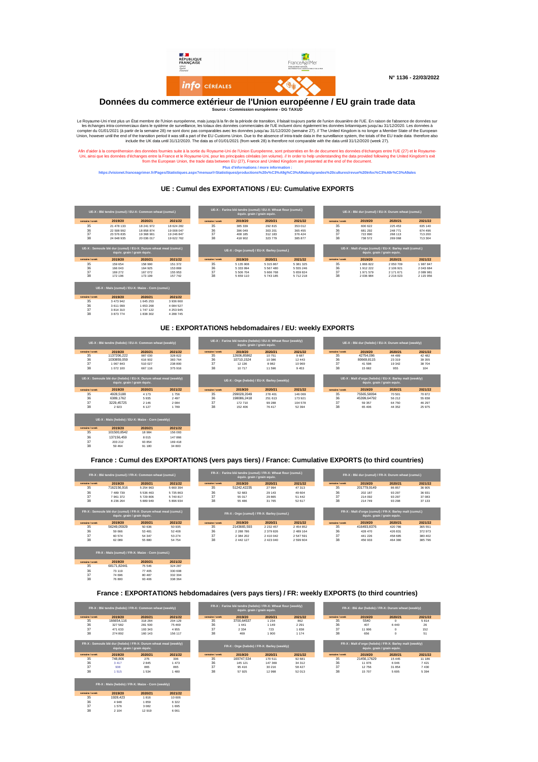N° 1136 - 22/03/2022

# Données du commerce extérieur de l'Union européenne / EU grain trade data

**Source : Commission européenne - DG TAXUD**

Le Royaume-Uni n'est plus un État membre de l'Union européenne, mais jusqu'à la fin de la période de transition, il faisait toujours partie de l'union douanière de l'UE. En raison de l'absence de données sur les échanges intra-commerciaux dans le système de surveillance, les totaux des données commerciales de l'UE incluent donc également les données britanniques jusqu'au 31/12/2020. Les données à compter du 01/01/2021 (à partir de la semaine 28) ne sont donc pas comparables avec les données jusqu'au 31/12/2020 (semaine 27). // The United Kingdom is no longer a Member State of the European Union, however until the end of the transition period it was still a part of the EU Customs Union. Due to the absence of intra-trade data in the surveillance system, the totals of the EU trade data therefore also include the UK data until 31/12/2020. The data as of 01/01/2021 (from week 28) is therefore not comparable with the data until 31/12/2020 (week 27).

Afin d'aider à la compréhension des données fournies suite à la sortie du Royaume-Uni de l'Union Européenne, sont présentées en fin de document les données d'échanges entre l'UE (27) et le Royaume-Uni, ainsi que les données d'échanges entre la France et le Royaume-Uni, pour les principales céréales (en volume). // In order to help understanding the data provided following the United Kingdom's exit from the European Union, the trade data between EU (27), France and United Kingdom are presented at the end of the document.

**Plus d'informations / more information :**

**https://visionet.franceagrimer.fr/Pages/Statistiques.aspx?menuurl=Statistiques/productions%20v%C3%A9g%C3%A9tales/grandes%20cultures/revue%20info%C3%A9r%C3%A9ales**

## UE : Cumul des EXPORTATIONS / EU: Cumulative EXPORTS

| UE-X : Blé tendre (cumul) / EU-X: Common wheat (cumul.) | | | |
|---|---|---|---|
| semaine / week | 2019/20 | 2020/21 | 2021/22 |
| 35 | 21 478 133 | 18 241 972 | 18 624 282 |
| 36 | 22 508 992 | 18 858 874 | 19 008 047 |
| 37 | 23 576 835 | 19 368 901 | 19 246 847 |
| 38 | 24 648 935 | 20 036 017 | 19 622 762 |

| UE-X : Farine blé tendre (cumul) / EU-X: Wheat flour (cumul.) équiv. grain / grain equiv. | | | |
|---|---|---|---|
| semaine / week | 2019/20 | 2020/21 | 2021/22 |
| 35 | 385 339 | 292 815 | 353 012 |
| 36 | 396 049 | 303 201 | 365 455 |
| 37 | 408 185 | 312 183 | 376 424 |
| 38 | 418 902 | 323 779 | 385 877 |

| UE-X : Blé dur (cumul) / EU-X: Durum wheat (cumul.) | | | |
|---|---|---|---|
| semaine / week | 2019/20 | 2020/21 | 2021/22 |
| 35 | 600 622 | 225 453 | 635 140 |
| 36 | 681 292 | 248 771 | 674 496 |
| 37 | 722 890 | 268 113 | 713 200 |
| 38 | 738 572 | 269 068 | 713 304 |

| UE-X : Semoule blé dur (cumul) / EU-X: Durum wheat meal (cumul.) équiv. grain / grain equiv. | | | |
|---|---|---|---|
| semaine / week | 2019/20 | 2020/21 | 2021/22 |
| 35 | 159 654 | 158 990 | 151 372 |
| 36 | 166 043 | 164 925 | 153 869 |
| 37 | 169 272 | 167 072 | 155 953 |
| 38 | 172 196 | 173 199 | 157 742 |

| UE-X : Orge (cumul) / EU-X: Barley (cumul.) | | | |
|---|---|---|---|
| semaine / week | 2019/20 | 2020/21 | 2021/22 |
| 35 | 5 135 908 | 5 315 867 | 5 381 325 |
| 36 | 5 333 994 | 5 567 480 | 5 555 246 |
| 37 | 5 506 704 | 5 666 768 | 5 659 824 |
| 38 | 5 659 110 | 5 743 185 | 5 712 218 |

| UE-X : Malt d'orge (cumul) / EU-X: Barley malt (cumul.) équiv. grain / grain equiv. | | | |
|---|---|---|---|
| semaine / week | 2019/20 | 2020/21 | 2021/22 |
| 35 | 1 866 822 | 2 050 709 | 1 987 847 |
| 36 | 1 912 222 | 2 106 921 | 2 043 684 |
| 37 | 1 971 579 | 2 171 671 | 2 089 981 |
| 38 | 2 036 984 | 2 216 023 | 2 115 956 |

| UE-X : Maïs (cumul) / EU-X: Maize - Corn (cumul.) | | | |
|---|---|---|---|
| semaine / week | 2019/20 | 2020/21 | 2021/22 |
| 35 | 3 473 942 | 1 645 253 | 3 936 660 |
| 36 | 3 611 099 | 1 653 268 | 4 084 527 |
| 37 | 3 814 310 | 1 747 122 | 4 253 945 |
| 38 | 3 873 774 | 1 838 302 | 4 288 745 |

## UE : EXPORTATIONS hebdomadaires / EU: weekly EXPORTS

| UE-X : Blé tendre (hebdo) / EU-X: Common wheat (weekly) | | | |
|---|---|---|---|
| semaine / week | 2019/20 | 2020/21 | 2021/22 |
| 35 | 1137206,222 | 987 030 | 328 822 |
| 36 | 1030859,059 | 616 902 | 383 764 |
| 37 | 1 067 843 | 510 027 | 238 800 |
| 38 | 1 072 100 | 667 116 | 375 916 |

| UE-X : Farine blé tendre (hebdo) / EU-X: Wheat flour (weekly) équiv. grain / grain equiv. | | | |
|---|---|---|---|
| semaine / week | 2019/20 | 2020/21 | 2021/22 |
| 35 | 12606,85862 | 10 751 | 9 687 |
| 36 | 10710,1524 | 10 386 | 12 443 |
| 37 | 12 136 | 8 982 | 10 969 |
| 38 | 10 717 | 11 596 | 9 453 |

| UE-X : Blé dur (hebdo) / EU-X: Durum wheat (weekly) | | | |
|---|---|---|---|
| semaine / week | 2019/20 | 2020/21 | 2021/22 |
| 35 | 42754,096 | 44 489 | 42 482 |
| 36 | 80669,8115 | 23 319 | 39 355 |
| 37 | 41 598 | 19 342 | 38 704 |
| 38 | 15 682 | 955 | 104 |

| UE-X : Semoule blé dur (hebdo) / EU-X: Durum wheat meal (weekly) équiv. grain / grain equiv. | | | |
|---|---|---|---|
| semaine / week | 2019/20 | 2020/21 | 2021/22 |
| 35 | 4928,5188 | 4 173 | 1 756 |
| 36 | 6389,1762 | 5 935 | 2 497 |
| 37 | 3229,45725 | 2 146 | 2 084 |
| 38 | 2 923 | 6 127 | 1 789 |

| UE-X : Orge (hebdo) / EU-X: Barley (weekly) | | | |
|---|---|---|---|
| semaine / week | 2019/20 | 2020/21 | 2021/22 |
| 35 | 299028,2049 | 278 401 | 146 069 |
| 36 | 198086,2418 | 251 613 | 173 921 |
| 37 | 172 710 | 99 288 | 104 578 |
| 38 | 152 406 | 76 417 | 52 394 |

| UE-X : Malt d'orge (hebdo) / EU-X: Barley malt (weekly) équiv. grain / grain equiv. | | | |
|---|---|---|---|
| semaine / week | 2019/20 | 2020/21 | 2021/22 |
| 35 | 75565,58094 | 70 501 | 70 872 |
| 36 | 45399,64792 | 56 212 | 55 838 |
| 37 | 59 357 | 64 750 | 46 297 |
| 38 | 65 406 | 44 352 | 25 975 |

| UE-X : Maïs (hebdo) / EU-X: Maize - Corn (weekly) | | | |
|---|---|---|---|
| semaine / week | 2019/20 | 2020/21 | 2021/22 |
| 35 | 101500,8542 | 18 984 | 156 093 |
| 36 | 137156,459 | 8 015 | 147 866 |
| 37 | 203 212 | 93 854 | 169 418 |
| 38 | 59 464 | 91 180 | 34 800 |

## France : Cumul des EXPORTATIONS (vers pays tiers) / France: Cumulative EXPORTS (to third countries)

| FR-X : Blé tendre (cumul) / FR-X: Common wheat (cumul.) | | | |
|---|---|---|---|
| semaine / week | 2019/20 | 2020/21 | 2021/22 |
| 35 | 7162156,916 | 5 254 963 | 5 660 394 |
| 36 | 7 489 739 | 5 536 463 | 5 735 863 |
| 37 | 7 961 372 | 5 729 806 | 5 740 817 |
| 38 | 8 236 264 | 5 889 949 | 5 896 934 |

| FR-X : Farine blé tendre (cumul) / FR-X: Wheat flour (cumul.) équiv. grain / grain equiv. | | | |
|---|---|---|---|
| semaine / week | 2019/20 | 2020/21 | 2021/22 |
| 35 | 51242,42235 | 27 994 | 47 313 |
| 36 | 52 683 | 29 143 | 49 604 |
| 37 | 55 017 | 29 865 | 51 442 |
| 38 | 55 486 | 31 765 | 52 617 |

| FR-X : Blé dur (cumul) / FR-X: Durum wheat (cumul.) | | | |
|---|---|---|---|
| semaine / week | 2019/20 | 2020/21 | 2021/22 |
| 35 | 201779,9149 | 86 857 | 36 905 |
| 36 | 202 187 | 93 297 | 36 931 |
| 37 | 214 092 | 93 297 | 37 083 |
| 38 | 214 749 | 93 298 | 37 133 |

| FR-X : Semoule blé dur (cumul) / FR-X: Durum wheat meal (cumul.) équiv. grain / grain equiv. | | | |
|---|---|---|---|
| semaine / week | 2019/20 | 2020/21 | 2021/22 |
| 35 | 56249,05929 | 50 636 | 50 935 |
| 36 | 59 666 | 53 481 | 52 408 |
| 37 | 60 574 | 54 347 | 53 274 |
| 38 | 62 089 | 55 880 | 54 754 |

| FR-X : Orge (cumul) / FR-X: Barley (cumul.) | | | |
|---|---|---|---|
| semaine / week | 2019/20 | 2020/21 | 2021/22 |
| 35 | 2143665,593 | 2 232 457 | 2 454 852 |
| 36 | 2 288 786 | 2 379 826 | 2 489 164 |
| 37 | 2 384 202 | 2 410 042 | 2 547 591 |
| 38 | 2 442 127 | 2 423 040 | 2 599 604 |

| FR-X : Malt d'orge (cumul) / FR-X: Barley malt (cumul.) équiv. grain / grain equiv. | | | |
|---|---|---|---|
| semaine / week | 2019/20 | 2020/21 | 2021/22 |
| 35 | 416493,8376 | 420 786 | 365 551 |
| 36 | 428 470 | 426 831 | 372 973 |
| 37 | 441 226 | 458 685 | 380 402 |
| 38 | 456 933 | 464 380 | 385 796 |

| FR-X : Maïs (cumul) / FR-X: Maize - Corn (cumul.) | | | |
|---|---|---|---|
| semaine / week | 2019/20 | 2020/21 | 2021/22 |
| 35 | 68171,82441 | 75 546 | 324 287 |
| 36 | 73 119 | 77 405 | 330 608 |
| 37 | 74 696 | 80 487 | 332 304 |
| 38 | 76 800 | 93 406 | 338 364 |

## France : EXPORTATIONS hebdomadaires (vers pays tiers) / FR: weekly EXPORTS (to third countries)

| FR-X : Blé tendre (hebdo) / FR-X: Common wheat (weekly) | | | |
|---|---|---|---|
| semaine / week | 2019/20 | 2020/21 | 2021/22 |
| 35 | 166654,116 | 318 284 | 204 129 |
| 36 | 327 582 | 281 500 | 75 469 |
| 37 | 471 633 | 193 343 | 4 955 |
| 38 | 274 892 | 160 143 | 156 117 |

| FR-X : Farine blé tendre (hebdo) / FR-X: Wheat flour (weekly) équiv. grain / grain equiv. | | | |
|---|---|---|---|
| semaine / week | 2019/20 | 2020/21 | 2021/22 |
| 35 | 3700,64537 | 1 234 | 862 |
| 36 | 1 441 | 1 149 | 2 291 |
| 37 | 2 334 | 723 | 1 838 |
| 38 | 469 | 1 900 | 1 174 |

| FR-X : Blé dur (hebdo) / FR-X: Durum wheat (weekly) | | | |
|---|---|---|---|
| semaine / week | 2019/20 | 2020/21 | 2021/22 |
| 35 | 5540 | 0 | 5 814 |
| 36 | 407 | 6 440 | 26 |
| 37 | 11 906 | 0 | 152 |
| 38 | 656 | 0 | 51 |

| FR-X : Semoule blé dur (hebdo) / FR-X: Durum wheat meal (weekly) équiv. grain / grain equiv. | | | |
|---|---|---|---|
| semaine / week | 2019/20 | 2020/21 | 2021/22 |
| 35 | 748,806 | 275 | 306 |
| 36 | 3 417 | 2 845 | 1 473 |
| 37 | 908 | 865 | 865 |
| 38 | 1 515 | 1 534 | 1 480 |

| FR-X : Orge (hebdo) / FR-X: Barley (weekly) | | | |
|---|---|---|---|
| semaine / week | 2019/20 | 2020/21 | 2021/22 |
| 35 | 169747,534 | 170 511 | 92 681 |
| 36 | 145 121 | 147 369 | 34 312 |
| 37 | 95 416 | 30 216 | 58 427 |
| 38 | 57 925 | 12 998 | 52 013 |

| FR-X : Malt d'orge (hebdo) / FR-X: Barley malt (weekly) équiv. grain / grain equiv. | | | |
|---|---|---|---|
| semaine / week | 2019/20 | 2020/21 | 2021/22 |
| 35 | 21456,17629 | 15 445 | 11 186 |
| 36 | 11 976 | 6 046 | 7 421 |
| 37 | 12 756 | 31 854 | 7 430 |
| 38 | 15 707 | 5 695 | 5 394 |

| FR-X : Maïs (hebdo) / FR-X: Maize - Corn (weekly) | | | |
|---|---|---|---|
| semaine / week | 2019/20 | 2020/21 | 2021/22 |
| 35 | 1928,423 | 1 816 | 10 606 |
| 36 | 4 948 | 1 859 | 6 322 |
| 37 | 1 576 | 3 082 | 1 695 |
| 38 | 2 104 | 12 919 | 6 061 |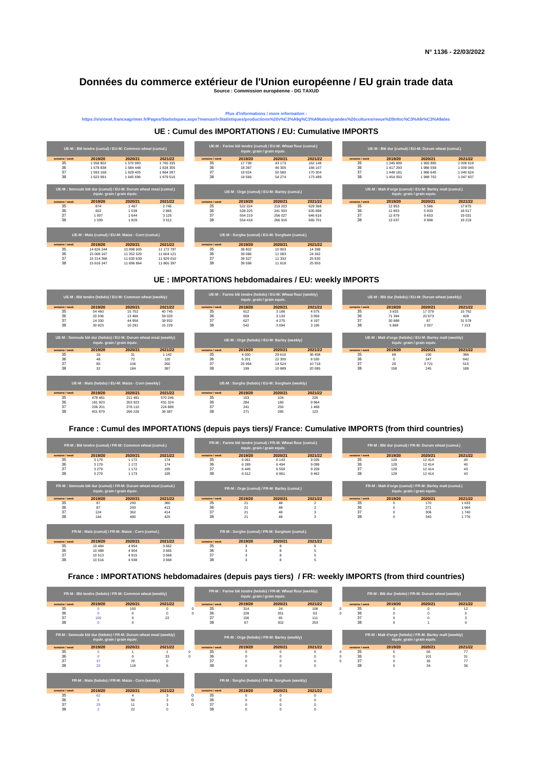N° 1136 - 22/03/2022

# Données du commerce extérieur de l'Union européenne / EU grain trade data

**Source : Commission européenne - DG TAXUD**

Plus d'informations / more information :
https://visionet.franceagrimer.fr/Pages/Statistiques.aspx?menuurl=Statistiques/productions%20v%C3%A9g%C3%A9tales/grandes%20cultures/revue%20Infoc%C3%A9r%C3%A9ales

## UE : Cumul des IMPORTATIONS / EU: Cumulative IMPORTS

| UE-M : Blé tendre (cumul) / EU-M: Common wheat (cumul.) | | | |
|---|---|---|---|
| semaine / week | 2019/20 | 2020/21 | 2021/22 |
| 35 | 1 558 802 | 1 570 983 | 1 765 335 |
| 36 | 1 578 838 | 1 584 448 | 1 824 355 |
| 37 | 1 593 168 | 1 629 405 | 1 864 287 |
| 38 | 1 623 991 | 1 645 696 | 1 879 516 |

| UE-M : Farine blé tendre (cumul) / EU-M: Wheat flour (cumul.) équiv. grain / grain equiv. | | | |
|---|---|---|---|
| semaine / week | 2019/20 | 2020/21 | 2021/22 |
| 35 | 17 738 | 43 173 | 162 148 |
| 36 | 18 397 | 46 305 | 166 107 |
| 37 | 19 024 | 50 580 | 170 304 |
| 38 | 19 566 | 54 274 | 173 499 |

| UE-M : Blé dur (cumul) / EU-M: Durum wheat (cumul.) | | | |
|---|---|---|---|
| semaine / week | 2019/20 | 2020/21 | 2021/22 |
| 35 | 1 345 899 | 1 965 885 | 1 008 618 |
| 36 | 1 417 293 | 1 986 558 | 1 009 045 |
| 37 | 1 448 181 | 1 986 645 | 1 040 624 |
| 38 | 1 454 050 | 1 988 702 | 1 047 837 |

| UE-M : Semoule blé dur (cumul) / EU-M: Durum wheat meal (cumul.) équiv. grain / grain equiv. | | | |
|---|---|---|---|
| semaine / week | 2019/20 | 2020/21 | 2021/22 |
| 35 | 874 | 1 467 | 2 745 |
| 36 | 922 | 1 539 | 2 865 |
| 37 | 1 007 | 1 644 | 3 125 |
| 38 | 1 039 | 1 829 | 3 512 |

| UE-M : Orge (cumul) / EU-M: Barley (cumul.) | | | |
|---|---|---|---|
| semaine / week | 2019/20 | 2020/21 | 2021/22 |
| 35 | 522 024 | 219 203 | 629 368 |
| 36 | 528 225 | 241 503 | 635 898 |
| 37 | 554 219 | 256 027 | 646 616 |
| 38 | 554 418 | 266 916 | 666 701 |

| UE-M : Malt d'orge (cumul) / EU-M: Barley malt (cumul.) équiv. grain / grain equiv. | | | |
|---|---|---|---|
| semaine / week | 2019/20 | 2020/21 | 2021/22 |
| 35 | 12 853 | 5 586 | 17 875 |
| 36 | 12 853 | 5 933 | 18 517 |
| 37 | 12 879 | 9 653 | 19 031 |
| 38 | 13 037 | 9 898 | 19 219 |

| UE-M : Maïs (cumul) / EU-M: Maize - Corn (cumul.) | | | |
|---|---|---|---|
| semaine / week | 2019/20 | 2020/21 | 2021/22 |
| 35 | 14 826 244 | 10 998 605 | 11 172 797 |
| 36 | 15 008 167 | 11 352 529 | 11 604 121 |
| 37 | 15 214 368 | 11 630 639 | 11 829 010 |
| 38 | 15 616 247 | 11 896 864 | 11 865 397 |

| UE-M : Sorgho (cumul) / EU-M: Sorghum (cumul.) | | | |
|---|---|---|---|
| semaine / week | 2019/20 | 2020/21 | 2021/22 |
| 35 | 38 802 | 10 903 | 14 398 |
| 36 | 39 086 | 11 083 | 24 362 |
| 37 | 39 327 | 11 333 | 25 830 |
| 38 | 39 598 | 11 618 | 25 953 |

## UE : IMPORTATIONS hebdomadaires / EU: weekly IMPORTS

| UE-M : Blé tendre (hebdo) / EU-M: Common wheat (weekly) | | | |
|---|---|---|---|
| semaine / week | 2019/20 | 2020/21 | 2021/22 |
| 35 | 54 460 | 15 702 | 40 745 |
| 36 | 20 036 | 13 466 | 59 020 |
| 37 | 14 330 | 44 956 | 39 932 |
| 38 | 30 823 | 16 291 | 15 229 |

| UE-M : Farine blé tendre (hebdo) / EU-M: Wheat flour (weekly) équiv. grain / grain equiv. | | | |
|---|---|---|---|
| semaine / week | 2019/20 | 2020/21 | 2021/22 |
| 35 | 612 | 3 188 | 4 575 |
| 36 | 659 | 3 133 | 3 959 |
| 37 | 627 | 4 275 | 4 197 |
| 38 | 542 | 3 694 | 3 195 |

| UE-M : Blé dur (hebdo) / EU-M: Durum wheat (weekly) | | | |
|---|---|---|---|
| semaine / week | 2019/20 | 2020/21 | 2021/22 |
| 35 | 3 633 | 17 379 | 15 762 |
| 36 | 71 394 | 20 673 | 428 |
| 37 | 30 888 | 87 | 31 578 |
| 38 | 5 869 | 2 057 | 7 213 |

| UE-M : Semoule blé dur (hebdo) / EU-M: Durum wheat meal (weekly) équiv. grain / grain equiv. | | | |
|---|---|---|---|
| semaine / week | 2019/20 | 2020/21 | 2021/22 |
| 35 | 26 | 31 | 1 142 |
| 36 | 48 | 72 | 120 |
| 37 | 85 | 106 | 260 |
| 38 | 32 | 184 | 387 |

| UE-M : Orge (hebdo) / EU-M: Barley (weekly) | | | |
|---|---|---|---|
| semaine / week | 2019/20 | 2020/21 | 2021/22 |
| 35 | 4 000 | 29 616 | 36 408 |
| 36 | 6 201 | 22 300 | 6 530 |
| 37 | 25 994 | 14 524 | 10 718 |
| 38 | 199 | 10 889 | 20 085 |

| UE-M : Malt d'orge (hebdo) / EU-M: Barley malt (weekly) équiv. grain / grain equiv. | | | |
|---|---|---|---|
| semaine / week | 2019/20 | 2020/21 | 2021/22 |
| 35 | 68 | 190 | 386 |
| 36 | 0 | 347 | 642 |
| 37 | 26 | 3 721 | 515 |
| 38 | 158 | 245 | 188 |

| UE-M : Maïs (hebdo) / EU-M: Maize - Corn (weekly) | | | |
|---|---|---|---|
| semaine / week | 2019/20 | 2020/21 | 2021/22 |
| 35 | 478 481 | 211 491 | 570 246 |
| 36 | 181 923 | 353 923 | 431 324 |
| 37 | 206 201 | 278 110 | 224 889 |
| 38 | 401 879 | 266 226 | 36 387 |

| UE-M : Sorgho (hebdo) / EU-M: Sorghum (weekly) | | | |
|---|---|---|---|
| semaine / week | 2019/20 | 2020/21 | 2021/22 |
| 35 | 153 | 104 | 226 |
| 36 | 284 | 180 | 9 964 |
| 37 | 241 | 250 | 1 468 |
| 38 | 271 | 285 | 123 |

## France : Cumul des IMPORTATIONS (depuis pays tiers)/ France: Cumulative IMPORTS (from third countries)

| FR-M : Blé tendre (cumul) / FR-M: Common wheat (cumul.) | | | |
|---|---|---|---|
| semaine / week | 2019/20 | 2020/21 | 2021/22 |
| 35 | 3 179 | 1 172 | 174 |
| 36 | 3 179 | 1 172 | 174 |
| 37 | 3 279 | 1 172 | 195 |
| 38 | 3 279 | 1 173 | 195 |

| FR-M : Farine blé tendre (cumul) / FR-M: Wheat flour (cumul.) équiv. grain / grain equiv. | | | |
|---|---|---|---|
| semaine / week | 2019/20 | 2020/21 | 2021/22 |
| 35 | 6 061 | 6 143 | 9 035 |
| 36 | 6 289 | 6 494 | 9 098 |
| 37 | 6 445 | 6 559 | 9 209 |
| 38 | 6 512 | 6 861 | 9 462 |

| FR-M : Blé dur (cumul) / FR-M: Durum wheat (cumul.) | | | |
|---|---|---|---|
| semaine / week | 2019/20 | 2020/21 | 2021/22 |
| 35 | 129 | 12 414 | 40 |
| 36 | 129 | 12 414 | 40 |
| 37 | 129 | 12 414 | 43 |
| 38 | 129 | 12 414 | 43 |

| FR-M : Semoule blé dur (cumul) / FR-M: Durum wheat meal (cumul.) équiv. grain / grain equiv. | | | |
|---|---|---|---|
| semaine / week | 2019/20 | 2020/21 | 2021/22 |
| 35 | 87 | 293 | 380 |
| 36 | 87 | 293 | 413 |
| 37 | 124 | 362 | 414 |
| 38 | 144 | 480 | 420 |

| FR-M : Orge (cumul) / FR-M: Barley (cumul.) | | | |
|---|---|---|---|
| semaine / week | 2019/20 | 2020/21 | 2021/22 |
| 35 | 21 | 48 | 2 |
| 36 | 21 | 48 | 2 |
| 37 | 21 | 48 | 3 |
| 38 | 21 | 48 | 3 |

| FR-M : Malt d'orge (cumul) / FR-M: Barley malt (cumul.) équiv. grain / grain equiv. | | | |
|---|---|---|---|
| semaine / week | 2019/20 | 2020/21 | 2021/22 |
| 35 | 0 | 170 | 1 633 |
| 36 | 0 | 271 | 1 664 |
| 37 | 0 | 306 | 1 740 |
| 38 | 0 | 340 | 1 776 |

| FR-M : Maïs (cumul) / FR-M: Maize - Corn (cumul.) | | | |
|---|---|---|---|
| semaine / week | 2019/20 | 2020/21 | 2021/22 |
| 35 | 10 484 | 4 854 | 3 662 |
| 36 | 10 488 | 4 904 | 3 665 |
| 37 | 10 513 | 4 915 | 3 668 |
| 38 | 10 516 | 4 938 | 3 668 |

| FR-M : Sorgho (cumul) / FR-M: Sorghum (cumul.) | | | |
|---|---|---|---|
| semaine / week | 2019/20 | 2020/21 | 2021/22 |
| 35 | 3 | 8 | 5 |
| 36 | 3 | 8 | 5 |
| 37 | 3 | 8 | 5 |
| 38 | 3 | 8 | 5 |

## France : IMPORTATIONS hebdomadaires (depuis pays tiers) / FR: weekly IMPORTS (from third countries)

| FR-M : Blé tendre (hebdo) / FR-M: Common wheat (weekly) | | | | |
|---|---|---|---|---|
| semaine / week | 2019/20 | 2020/21 | 2021/22 | |
| 35 | 0 | 150 | 0 | 0 |
| 36 | 0 | 0 | 0 | 0 |
| 37 | 100 | 0 | 22 | |
| 38 | 0 | 0 | | |

| FR-M : Farine blé tendre (hebdo) / FR-M: Wheat flour (weekly) équiv. grain / grain equiv. | | | | |
|---|---|---|---|---|
| semaine / week | 2019/20 | 2020/21 | 2021/22 | |
| 35 | 314 | 24 | 106 | 0 |
| 36 | 228 | 351 | 63 | 0 |
| 37 | 156 | 65 | 111 | |
| 38 | 67 | 302 | 253 | |

| FR-M : Blé dur (hebdo) / FR-M: Durum wheat (weekly) | | | |
|---|---|---|---|
| semaine / week | 2019/20 | 2020/21 | 2021/22 |
| 35 | 0 | 0 | 12 |
| 36 | 0 | 0 | 0 |
| 37 | 0 | 0 | 3 |
| 38 | 0 | 1 | 0 |

| FR-M : Semoule blé dur (hebdo) / FR-M: Durum wheat meal (weekly) équiv. grain / grain equiv. | | | | |
|---|---|---|---|---|
| semaine / week | 2019/20 | 2020/21 | 2021/22 | |
| 35 | 0 | 1 | 1 | 0 |
| 36 | 0 | 0 | 33 | 0 |
| 37 | 37 | 70 | 0 | |
| 38 | 20 | 118 | 6 | |

| FR-M : Orge (hebdo) / FR-M: Barley (weekly) | | | | |
|---|---|---|---|---|
| semaine / week | 2019/20 | 2020/21 | 2021/22 | |
| 35 | 0 | 0 | 0 | 0 |
| 36 | 0 | 0 | 0 | 0 |
| 37 | 0 | 0 | 0 | 0 |
| 38 | 0 | 0 | 0 | |

| FR-M : Malt d'orge (hebdo) / FR-M: Barley malt (weekly) équiv. grain / grain equiv. | | | |
|---|---|---|---|
| semaine / week | 2019/20 | 2020/21 | 2021/22 |
| 35 | 0 | 55 | 77 |
| 36 | 0 | 101 | 31 |
| 37 | 0 | 35 | 77 |
| 38 | 0 | 34 | 36 |

| FR-M : Maïs (hebdo) / FR-M: Maize - Corn (weekly) | | | | |
|---|---|---|---|---|
| semaine / week | 2019/20 | 2020/21 | 2021/22 | |
| 35 | 62 | 4 | 3 | 0 |
| 36 | 5 | 50 | 3 | 0 |
| 37 | 25 | 11 | 3 | 0 |
| 38 | 2 | 22 | 0 | |

| FR-M : Sorgho (hebdo) / FR-M: Sorghum (weekly) | | | |
|---|---|---|---|
| semaine / week | 2019/20 | 2020/21 | 2021/22 |
| 35 | 0 | 0 | 0 |
| 36 | 0 | 0 | 0 |
| 37 | 0 | 0 | 0 |
| 38 | 0 | 0 | 0 |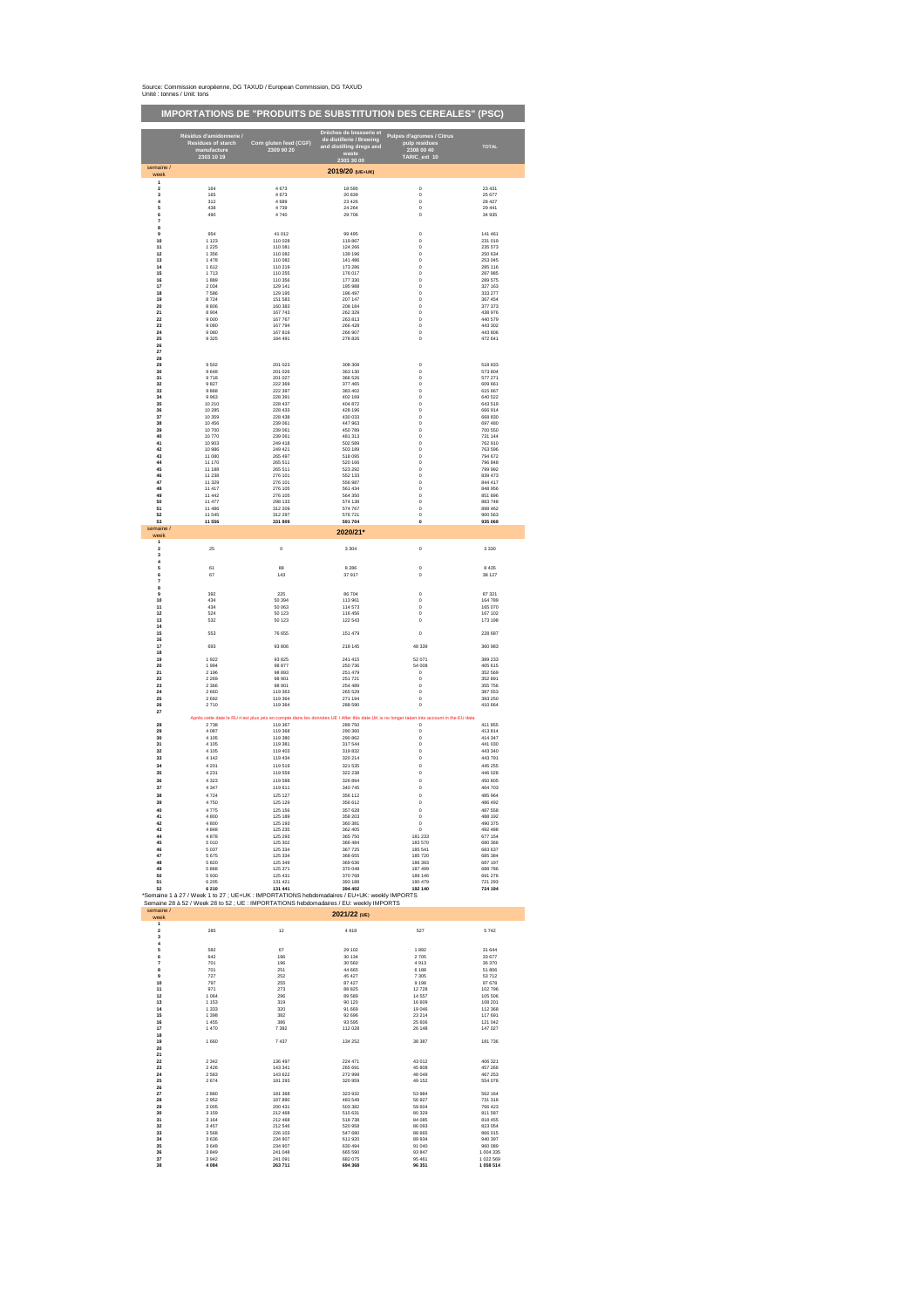Source: Commission européenne, DG TAXUD / European Commission, DG TAXUD
Unité : tonnes / Unit: tons

# IMPORTATIONS DE "PRODUITS DE SUBSTITUTION DES CEREALES" (PSC)

| semaine / week | Résidus d'amidonnerie / Residues of starch manufacture 2303 10 19 | Corn gluten feed (CGF) 2309 90 20 | Drêches de brasserie et de distillerie / Brewing and distilling dregs and waste 2303 30 00 | Pulpes d'agrumes / Citrus pulp residues 2308 00 40 TARIC_ext_10 | TOTAL |
|---|---|---|---|---|---|
| | | | **2019/20 (UE+UK)** | | |
| 1 | | | | | |
| 2 | 164 | 4 673 | 18 595 | 0 | 23 431 |
| 3 | 165 | 4 673 | 20 839 | 0 | 25 677 |
| 4 | 312 | 4 689 | 23 426 | 0 | 28 427 |
| 5 | 438 | 4 739 | 24 264 | 0 | 29 441 |
| 6 | 490 | 4 740 | 29 706 | 0 | 34 935 |
| 7 | | | | | |
| 8 | | | | | |
| 9 | 954 | 41 012 | 99 495 | 0 | 141 461 |
| 10 | 1 123 | 110 028 | 119 867 | 0 | 231 019 |
| 11 | 1 225 | 110 081 | 124 266 | 0 | 235 573 |
| 12 | 1 356 | 110 082 | 139 196 | 0 | 250 634 |
| 13 | 1 478 | 110 082 | 141 486 | 0 | 253 045 |
| 14 | 1 612 | 110 219 | 173 286 | 0 | 285 116 |
| 15 | 1 713 | 110 255 | 176 017 | 0 | 287 985 |
| 16 | 1 889 | 110 356 | 177 330 | 0 | 289 575 |
| 17 | 2 034 | 129 141 | 195 988 | 0 | 327 163 |
| 18 | 7 586 | 129 195 | 196 497 | 0 | 333 277 |
| 19 | 8 724 | 151 583 | 207 147 | 0 | 367 454 |
| 20 | 8 806 | 160 383 | 208 184 | 0 | 377 373 |
| 21 | 8 904 | 167 767 | 262 329 | 0 | 438 976 |
| 22 | 9 000 | 167 767 | 263 813 | 0 | 440 579 |
| 23 | 9 080 | 167 794 | 266 428 | 0 | 443 302 |
| 24 | 9 080 | 167 819 | 266 907 | 0 | 443 806 |
| 25 | 9 325 | 184 491 | 278 826 | 0 | 472 641 |
| 26 | | | | | |
| 27 | | | | | |
| 28 | | | | | |
| 29 | 9 502 | 201 023 | 308 308 | 0 | 518 833 |
| 30 | 9 648 | 201 026 | 363 130 | 0 | 573 804 |
| 31 | 9 718 | 201 027 | 366 526 | 0 | 577 271 |
| 32 | 9 827 | 222 369 | 377 465 | 0 | 609 661 |
| 33 | 9 868 | 222 397 | 383 402 | 0 | 615 667 |
| 34 | 9 963 | 228 391 | 402 169 | 0 | 640 522 |
| 35 | 10 210 | 228 437 | 404 872 | 0 | 643 519 |
| 36 | 10 285 | 228 433 | 428 196 | 0 | 666 914 |
| 37 | 10 359 | 228 438 | 430 033 | 0 | 668 830 |
| 38 | 10 456 | 239 061 | 447 963 | 0 | 697 480 |
| 39 | 10 700 | 239 061 | 450 789 | 0 | 700 550 |
| 40 | 10 770 | 239 061 | 481 313 | 0 | 731 144 |
| 41 | 10 903 | 249 418 | 502 589 | 0 | 762 910 |
| 42 | 10 986 | 249 421 | 503 189 | 0 | 763 596 |
| 43 | 11 080 | 265 497 | 518 095 | 0 | 794 672 |
| 44 | 11 170 | 265 511 | 520 166 | 0 | 796 848 |
| 45 | 11 188 | 265 511 | 523 292 | 0 | 799 992 |
| 46 | 11 238 | 276 101 | 552 133 | 0 | 839 473 |
| 47 | 11 329 | 276 101 | 556 987 | 0 | 844 417 |
| 48 | 11 417 | 276 105 | 561 434 | 0 | 848 956 |
| 49 | 11 442 | 276 105 | 564 350 | 0 | 851 896 |
| 50 | 11 477 | 298 133 | 574 138 | 0 | 883 748 |
| 51 | 11 486 | 312 209 | 574 767 | 0 | 898 462 |
| 52 | 11 545 | 312 297 | 576 721 | 0 | 900 563 |
| 53 | **11 556** | **331 809** | **591 704** | **0** | **935 069** |
| semaine / week | | | **2020/21*** | | |
| 1 | | | | | |
| 2 | 25 | 0 | 3 304 | 0 | 3 330 |
| 3 | | | | | |
| 4 | | | | | |
| 5 | 61 | 88 | 8 286 | 0 | 8 435 |
| 6 | 67 | 143 | 37 917 | 0 | 38 127 |
| 7 | | | | | |
| 8 | | | | | |
| 9 | 392 | 225 | 86 704 | 0 | 87 321 |
| 10 | 434 | 50 394 | 113 961 | 0 | 164 789 |
| 11 | 434 | 50 063 | 114 573 | 0 | 165 070 |
| 12 | 524 | 50 123 | 116 456 | 0 | 167 102 |
| 13 | 532 | 50 123 | 122 543 | 0 | 173 198 |
| 14 | | | | | |
| 15 | 553 | 76 655 | 151 479 | 0 | 228 687 |
| 16 | | | | | |
| 17 | 883 | 93 806 | 218 145 | 48 339 | 360 983 |
| 18 | | | | | |
| 19 | 1 922 | 93 825 | 241 415 | 52 071 | 389 233 |
| 20 | 1 994 | 98 877 | 250 736 | 54 008 | 405 615 |
| 21 | 2 196 | 98 893 | 251 479 | 0 | 352 569 |
| 22 | 2 269 | 98 901 | 251 721 | 0 | 352 891 |
| 23 | 2 366 | 98 901 | 254 489 | 0 | 355 756 |
| 24 | 2 660 | 119 363 | 265 529 | 0 | 387 553 |
| 25 | 2 692 | 119 364 | 271 194 | 0 | 393 250 |
| 26 | 2 710 | 119 364 | 288 590 | 0 | 410 664 |
| 27 | | | | | |
| | Après cette date le RU n'est plus pris en compte dans les données UE / After this date UK is no longer taken into account in the EU data | | | | |
| 28 | 2 738 | 119 367 | 289 750 | 0 | 411 855 |
| 29 | 4 087 | 119 368 | 290 360 | 0 | 413 814 |
| 30 | 4 105 | 119 380 | 290 862 | 0 | 414 347 |
| 31 | 4 105 | 119 381 | 317 544 | 0 | 441 030 |
| 32 | 4 105 | 119 403 | 319 832 | 0 | 443 340 |
| 33 | 4 142 | 119 434 | 320 214 | 0 | 443 791 |
| 34 | 4 201 | 119 519 | 321 535 | 0 | 445 255 |
| 35 | 4 231 | 119 559 | 322 238 | 0 | 446 028 |
| 36 | 4 323 | 119 588 | 326 894 | 0 | 450 805 |
| 37 | 4 347 | 119 611 | 340 745 | 0 | 464 703 |
| 38 | 4 724 | 125 127 | 356 112 | 0 | 485 964 |
| 39 | 4 750 | 125 129 | 356 612 | 0 | 486 492 |
| 40 | 4 775 | 125 156 | 357 628 | 0 | 487 558 |
| 41 | 4 800 | 125 189 | 358 203 | 0 | 488 192 |
| 42 | 4 800 | 125 193 | 360 381 | 0 | 490 375 |
| 43 | 4 848 | 125 235 | 362 405 | 0 | 492 488 |
| 44 | 4 878 | 125 293 | 365 750 | 181 233 | 677 154 |
| 45 | 5 010 | 125 302 | 366 484 | 183 570 | 680 366 |
| 46 | 5 037 | 125 334 | 367 725 | 185 541 | 683 637 |
| 47 | 5 675 | 125 334 | 368 655 | 185 720 | 685 384 |
| 48 | 5 820 | 125 349 | 369 636 | 186 393 | 687 197 |
| 49 | 5 868 | 125 371 | 370 048 | 187 499 | 688 786 |
| 50 | 5 930 | 125 431 | 370 768 | 189 146 | 691 276 |
| 51 | 6 205 | 131 421 | 393 188 | 190 479 | 721 293 |
| 52 | **6 210** | **131 441** | **394 402** | **192 140** | **724 194** |

*Semaine 1 à 27 / Week 1 to 27 ; UE+UK : IMPORTATIONS hebdomadaires / EU+UK: weekly IMPORTS
Semaine 28 à 52 / Week 28 to 52 ; UE : IMPORTATIONS hebdomadaires / EU: weekly IMPORTS

| semaine / week | Résidus d'amidonnerie / Residues of starch manufacture 2303 10 19 | Corn gluten feed (CGF) 2309 90 20 | Drêches de brasserie et de distillerie / Brewing and distilling dregs and waste 2303 30 00 | Pulpes d'agrumes / Citrus pulp residues 2308 00 40 TARIC_ext_10 | TOTAL |
|---|---|---|---|---|---|
| | | | **2021/22 (UE)** | | |
| 1 | | | | | |
| 2 | 285 | 12 | 4 918 | 527 | 5 742 |
| 3 | | | | | |
| 4 | | | | | |
| 5 | 582 | 67 | 29 102 | 1 892 | 31 644 |
| 6 | 642 | 196 | 30 134 | 2 705 | 33 677 |
| 7 | 701 | 196 | 30 560 | 4 913 | 36 370 |
| 8 | 701 | 251 | 44 665 | 6 188 | 51 806 |
| 9 | 727 | 252 | 45 427 | 7 305 | 53 712 |
| 10 | 797 | 255 | 87 427 | 9 198 | 97 678 |
| 11 | 971 | 273 | 88 825 | 12 728 | 102 796 |
| 12 | 1 064 | 296 | 89 589 | 14 557 | 105 506 |
| 13 | 1 153 | 319 | 90 120 | 16 609 | 108 201 |
| 14 | 1 333 | 320 | 91 669 | 19 046 | 112 368 |
| 15 | 1 398 | 382 | 92 696 | 23 214 | 117 691 |
| 16 | 1 455 | 386 | 93 595 | 25 606 | 121 042 |
| 17 | 1 470 | 7 382 | 112 028 | 26 148 | 147 027 |
| 18 | | | | | |
| 19 | 1 660 | 7 437 | 134 252 | 38 387 | 181 736 |
| 20 | | | | | |
| 21 | | | | | |
| 22 | 2 342 | 136 497 | 224 471 | 43 012 | 406 321 |
| 23 | 2 426 | 143 341 | 265 691 | 45 808 | 457 266 |
| 24 | 2 583 | 143 622 | 272 999 | 48 049 | 467 253 |
| 25 | 2 674 | 181 293 | 320 959 | 49 152 | 554 078 |
| 26 | | | | | |
| 27 | 2 860 | 181 368 | 323 932 | 53 984 | 562 164 |
| 28 | 2 952 | 187 890 | 483 549 | 56 927 | 731 318 |
| 29 | 3 005 | 200 431 | 503 382 | 59 604 | 766 423 |
| 30 | 3 159 | 212 468 | 515 631 | 80 329 | 811 587 |
| 31 | 3 164 | 212 468 | 518 738 | 84 085 | 818 455 |
| 32 | 3 457 | 212 546 | 520 958 | 86 093 | 823 054 |
| 33 | 3 568 | 226 103 | 547 680 | 88 665 | 866 015 |
| 34 | 3 636 | 234 907 | 611 920 | 89 934 | 940 397 |
| 35 | 3 648 | 234 907 | 630 494 | 91 040 | 960 089 |
| 36 | 3 849 | 241 048 | 665 590 | 93 847 | 1 004 335 |
| 37 | 3 942 | 241 091 | 682 075 | 95 461 | 1 022 569 |
| 38 | **4 084** | **263 711** | **694 368** | **96 351** | **1 058 514** |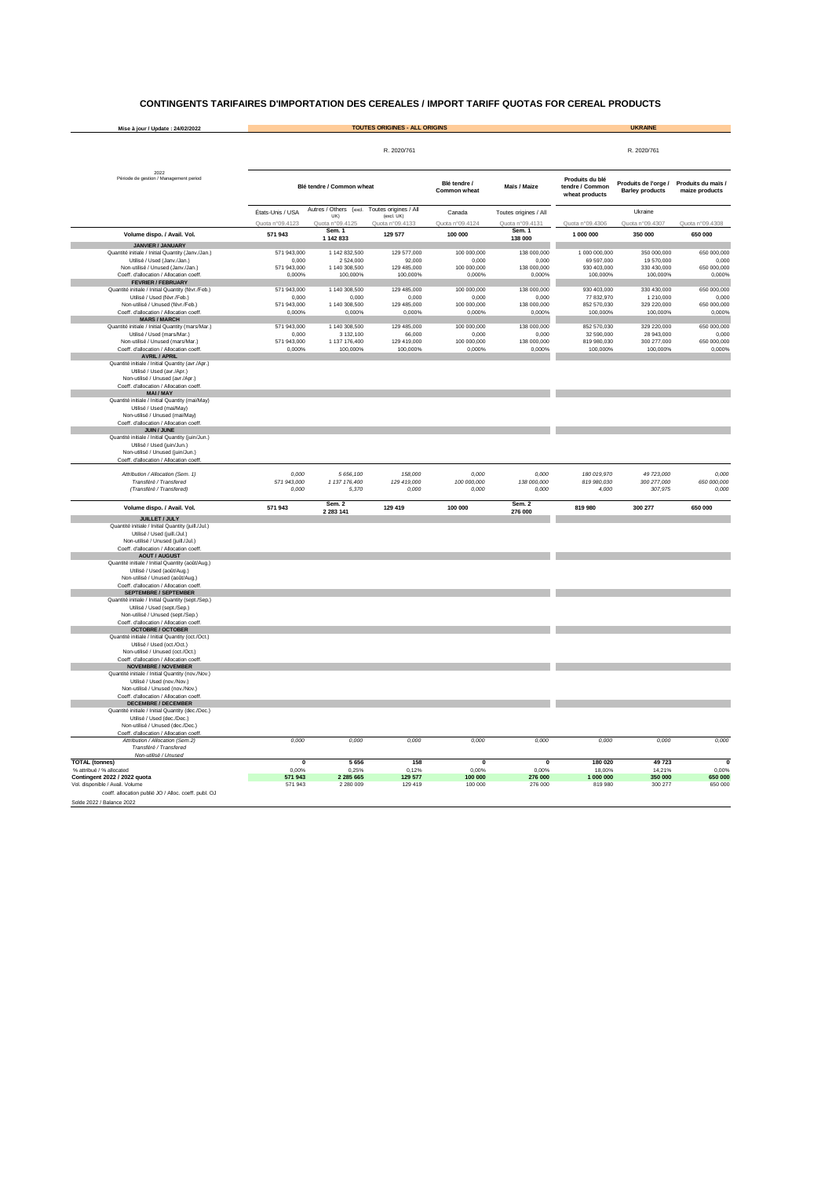# CONTINGENTS TARIFAIRES D'IMPORTATION DES CEREALES / IMPORT TARIFF QUOTAS FOR CEREAL PRODUCTS

| Mise à jour / Update : 24/02/2022 | TOUTES ORIGINES - ALL ORIGINS | | | | | UKRAINE | | |
|---|---|---|---|---|---|---|---|---|
| | R. 2020/761 | | | | | R. 2020/761 | | |
| 2022 Période de gestion / Management period | Blé tendre / Common wheat | | | Blé tendre / Common wheat | Maïs / Maize | Produits du blé tendre / Common wheat products | Produits de l'orge / Barley products | Produits du maïs / maize products |
| | États-Unis / USA | Autres / Others (excl. UK) | Toutes origines / All (excl. UK) | Canada | Toutes origines / All | Ukraine | | |
| | Quota n°09.4123 | Quota n°09.4125 | Quota n°09.4133 | Quota n°09.4124 | Quota n°09.4131 | Quota n°09.4306 | Quota n°09.4307 | Quota n°09.4308 |
| **Volume dispo. / Avail. Vol.** | **571 943** | **Sem. 1 1 142 833** | **129 577** | **100 000** | **Sem. 1 138 000** | **1 000 000** | **350 000** | **650 000** |
| **JANVIER / JANUARY** | | | | | | | | |
| Quantité initiale / Initial Quantity (Janv./Jan.) | 571 943,000 | 1 142 832,500 | 129 577,000 | 100 000,000 | 138 000,000 | 1 000 000,000 | 350 000,000 | 650 000,000 |
| Utilisé / Used (Janv./Jan.) | 0,000 | 2 524,000 | 92,000 | 0,000 | 0,000 | 69 597,000 | 19 570,000 | 0,000 |
| Non-utilisé / Unused (Janv./Jan.) | 571 943,000 | 1 140 308,500 | 129 485,000 | 100 000,000 | 138 000,000 | 930 403,000 | 330 430,000 | 650 000,000 |
| Coeff. d'allocation / Allocation coeff. | 0,000% | 100,000% | 100,000% | 0,000% | 0,000% | 100,000% | 100,000% | 0,000% |
| **FEVRIER / FEBRUARY** | | | | | | | | |
| Quantité initiale / Initial Quantity (févr./Feb.) | 571 943,000 | 1 140 308,500 | 129 485,000 | 100 000,000 | 138 000,000 | 930 403,000 | 330 430,000 | 650 000,000 |
| Utilisé / Used (févr./Feb.) | 0,000 | 0,000 | 0,000 | 0,000 | 0,000 | 77 832,970 | 1 210,000 | 0,000 |
| Non-utilisé / Unused (févr./Feb.) | 571 943,000 | 1 140 308,500 | 129 485,000 | 100 000,000 | 138 000,000 | 852 570,030 | 329 220,000 | 650 000,000 |
| Coeff. d'allocation / Allocation coeff. | 0,000% | 0,000% | 0,000% | 0,000% | 0,000% | 100,000% | 100,000% | 0,000% |
| **MARS / MARCH** | | | | | | | | |
| Quantité initiale / Initial Quantity (mars/Mar.) | 571 943,000 | 1 140 308,500 | 129 485,000 | 100 000,000 | 138 000,000 | 852 570,030 | 329 220,000 | 650 000,000 |
| Utilisé / Used (mars/Mar.) | 0,000 | 3 132,100 | 66,000 | 0,000 | 0,000 | 32 590,000 | 28 943,000 | 0,000 |
| Non-utilisé / Unused (mars/Mar.) | 571 943,000 | 1 137 176,400 | 129 419,000 | 100 000,000 | 138 000,000 | 819 980,030 | 300 277,000 | 650 000,000 |
| Coeff. d'allocation / Allocation coeff. | 0,000% | 100,000% | 100,000% | 0,000% | 0,000% | 100,000% | 100,000% | 0,000% |
| **AVRIL / APRIL** | | | | | | | | |
| Quantité initiale / Initial Quantity (avr./Apr.) | | | | | | | | |
| Utilisé / Used (avr./Apr.) | | | | | | | | |
| Non-utilisé / Unused (avr./Apr.) | | | | | | | | |
| Coeff. d'allocation / Allocation coeff. | | | | | | | | |
| **MAI / MAY** | | | | | | | | |
| Quantité initiale / Initial Quantity (mai/May) | | | | | | | | |
| Utilisé / Used (mai/May) | | | | | | | | |
| Non-utilisé / Unused (mai/May) | | | | | | | | |
| Coeff. d'allocation / Allocation coeff. | | | | | | | | |
| **JUIN / JUNE** | | | | | | | | |
| Quantité initiale / Initial Quantity (juin/Jun.) | | | | | | | | |
| Utilisé / Used (juin/Jun.) | | | | | | | | |
| Non-utilisé / Unused (juin/Jun.) | | | | | | | | |
| Coeff. d'allocation / Allocation coeff. | | | | | | | | |
| *Attribution / Allocation (Sem. 1)* | *0,000* | *5 656,100* | *158,000* | *0,000* | *0,000* | *180 019,970* | *49 723,000* | *0,000* |
| *Transféré / Transfered* | *571 943,000* | *1 137 176,400* | *129 419,000* | *100 000,000* | *138 000,000* | *819 980,030* | *300 277,000* | *650 000,000* |
| *(Transféré / Transfered)* | *0,000* | *5,370* | *0,000* | *0,000* | *0,000* | *4,000* | *307,975* | *0,000* |
| **Volume dispo. / Avail. Vol.** | **571 943** | **Sem. 2 2 283 141** | **129 419** | **100 000** | **Sem. 2 276 000** | **819 980** | **300 277** | **650 000** |
| **JUILLET / JULY** | | | | | | | | |
| Quantité initiale / Initial Quantity (juill./Jul.) | | | | | | | | |
| Utilisé / Used (juill./Jul.) | | | | | | | | |
| Non-utilisé / Unused (juill./Jul.) | | | | | | | | |
| Coeff. d'allocation / Allocation coeff. | | | | | | | | |
| **AOUT / AUGUST** | | | | | | | | |
| Quantité initiale / Initial Quantity (août/Aug.) | | | | | | | | |
| Utilisé / Used (août/Aug.) | | | | | | | | |
| Non-utilisé / Unused (août/Aug.) | | | | | | | | |
| Coeff. d'allocation / Allocation coeff. | | | | | | | | |
| **SEPTEMBRE / SEPTEMBER** | | | | | | | | |
| Quantité initiale / Initial Quantity (sept./Sep.) | | | | | | | | |
| Utilisé / Used (sept./Sep.) | | | | | | | | |
| Non-utilisé / Unused (sept./Sep.) | | | | | | | | |
| Coeff. d'allocation / Allocation coeff. | | | | | | | | |
| **OCTOBRE / OCTOBER** | | | | | | | | |
| Quantité initiale / Initial Quantity (oct./Oct.) | | | | | | | | |
| Utilisé / Used (oct./Oct.) | | | | | | | | |
| Non-utilisé / Unused (oct./Oct.) | | | | | | | | |
| Coeff. d'allocation / Allocation coeff. | | | | | | | | |
| **NOVEMBRE / NOVEMBER** | | | | | | | | |
| Quantité initiale / Initial Quantity (nov./Nov.) | | | | | | | | |
| Utilisé / Used (nov./Nov.) | | | | | | | | |
| Non-utilisé / Unused (nov./Nov.) | | | | | | | | |
| Coeff. d'allocation / Allocation coeff. | | | | | | | | |
| **DECEMBRE / DECEMBER** | | | | | | | | |
| Quantité initiale / Initial Quantity (dec./Dec.) | | | | | | | | |
| Utilisé / Used (dec./Dec.) | | | | | | | | |
| Non-utilisé / Unused (dec./Dec.) | | | | | | | | |
| Coeff. d'allocation / Allocation coeff. | | | | | | | | |
| *Attribution / Allocation (Sem.2)* | *0,000* | *0,000* | *0,000* | *0,000* | *0,000* | *0,000* | *0,000* | *0,000* |
| *Transféré / Transfered* | | | | | | | | |
| *Non-utilisé / Unused* | | | | | | | | |
| **TOTAL (tonnes)** | **0** | **5 656** | **158** | **0** | **0** | **180 020** | **49 723** | **0** |
| % attribué / % allocated | 0,00% | 0,25% | 0,12% | 0,00% | 0,00% | 18,00% | 14,21% | 0,00% |
| **Contingent 2022 / 2022 quota** | **571 943** | **2 285 665** | **129 577** | **100 000** | **276 000** | **1 000 000** | **350 000** | **650 000** |
| Vol. disponible / Avail. Volume | 571 943 | 2 280 009 | 129 419 | 100 000 | 276 000 | 819 980 | 300 277 | 650 000 |
| coeff. allocation publié JO / Alloc. coeff. publ. OJ | | | | | | | | |
| Solde 2022 / Balance 2022 | | | | | | | | |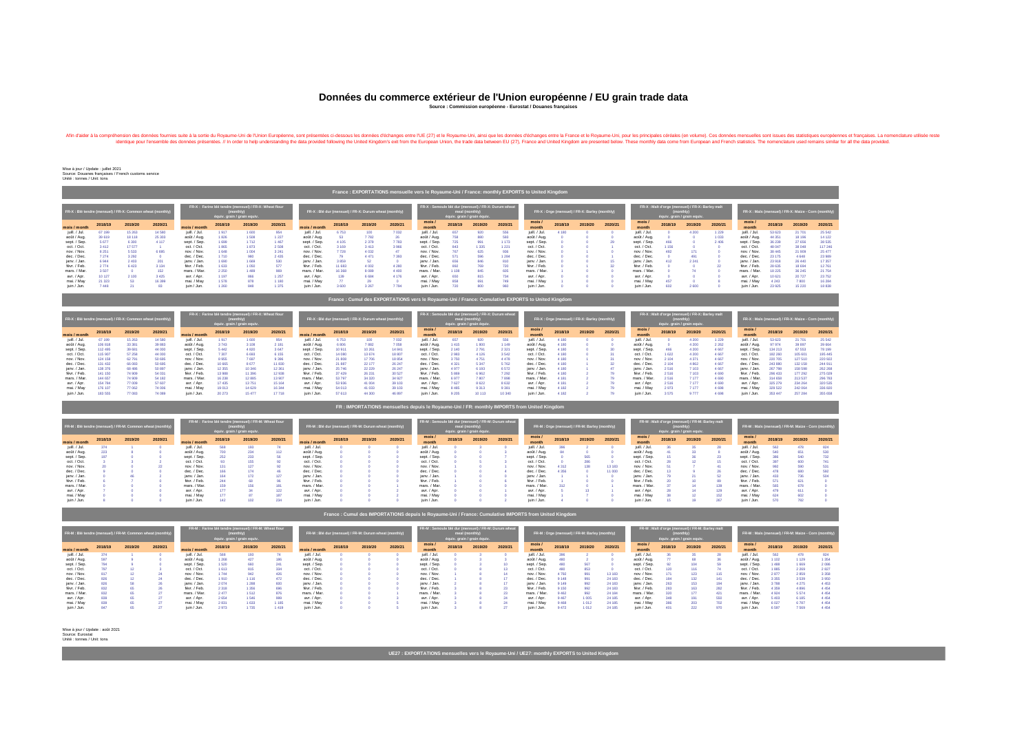# Données du commerce extérieur de l'Union européenne / EU grain trade data

**Source : Commission européenne - Eurostat / Douanes françaises**

Afin d'aider à la compréhension des données fournies suite à la sortie du Royaume-Uni de l'Union Européenne, sont présentées ci-dessous les données d'échanges entre l'UE (27) et le Royaume-Uni, ainsi que les données d'échanges entre la France et le Royaume-Uni, pour les principales céréales (en volume). Ces données mensuelles sont issues des statistiques européennes et françaises. La nomenclature utilisée reste identique pour l'ensemble des données présentées. // In order to help understanding the data provided following the United Kingdom's exit from the European Union, the trade data between EU (27), France and United Kingdom are presented below. These monthly data come from European and French statistics. The nomenclature used remains similar for all the data provided.

Mise à jour / Update : juillet 2021
Source: Douanes françaises / French customs service
Unité : tonnes / Unit: tons

## France : EXPORTATIONS mensuelle vers le Royaume-Uni / France: monthly EXPORTS to United Kingdom

**FR-X : Blé tendre (mensuel) / FR-X: Common wheat (monthly)**

| mois / month | 2018/19 | 2019/20 | 2020/21 |
|---|---|---|---|
| juil. / Jul. | 67 199 | 15 263 | 14 580 |
| août / Aug. | 39 619 | 18 118 | 25 303 |
| sept. / Sep. | 5 677 | 6 300 | 4 117 |
| oct. / Oct. | 3 412 | 17 577 | 1 |
| nov. / Nov. | 8 253 | 5 533 | 6 695 |
| déc. / Dec. | 7 274 | 3 292 | 0 |
| janv. / Jan. | 6 944 | 2 403 | 201 |
| févr. / Feb. | 2 774 | 6 423 | 3 134 |
| mars. / Mar. | 3 507 | 0 | 152 |
| avr. / Apr. | 10 127 | 2 109 | 3 425 |
| mai. / May | 21 323 | 53 | 16 399 |
| juin / Jun. | 7 448 | 21 | 93 |

**FR-X : Farine blé tendre (mensuel) / FR-X: Wheat flour (monthly) équiv. grain / grain equiv.**

| mois / month | 2018/19 | 2019/20 | 2020/21 |
|---|---|---|---|
| juil. / Jul. | 1 917 | 1 600 | 954 |
| août / Aug. | 1 826 | 1 509 | 1 227 |
| sept. / Sep. | 1 699 | 1 712 | 1 467 |
| oct. / Oct. | 1 865 | 1 073 | 2 508 |
| nov. / Nov. | 1 648 | 1 804 | 3 241 |
| déc. / Dec. | 1 710 | 980 | 2 435 |
| janv. / Jan. | 1 690 | 1 669 | 530 |
| févr. / Feb. | 1 633 | 1 050 | 577 |
| mars. / Mar. | 2 250 | 1 489 | 969 |
| avr. / Apr. | 1 197 | 866 | 1 257 |
| mai. / May | 1 578 | 878 | 1 160 |
| juin / Jun. | 1 260 | 848 | 1 375 |

**FR-X : Blé dur (mensuel) / FR-X: Durum wheat (monthly)**

| mois / month | 2018/19 | 2019/20 | 2020/21 |
|---|---|---|---|
| juil. / Jul. | 6 753 | 100 | 7 032 |
| août / Aug. | 53 | 7 782 | 26 |
| sept. / Sep. | 4 105 | 2 379 | 7 783 |
| oct. / Oct. | 3 169 | 3 413 | 3 966 |
| nov. / Nov. | 7 726 | 4 032 | 47 |
| déc. / Dec. | 79 | 4 471 | 7 393 |
| janv. / Jan. | 3 859 | 52 | 0 |
| févr. / Feb. | 11 683 | 4 002 | 4 280 |
| mars. / Mar. | 16 358 | 8 089 | 4 400 |
| avr. / Apr. | 138 | 6 684 | 4 176 |
| mai. / May | 77 | 29 | 0 |
| juin / Jun. | 3 600 | 3 267 | 7 794 |

**FR-X : Semoule blé dur (mensuel) / FR-X: Durum wheat meal (monthly) équiv. grain / grain equiv.**

| mois / month | 2018/19 | 2019/20 | 2020/21 |
|---|---|---|---|
| juil. / Jul. | 657 | 820 | 556 |
| août / Aug. | 758 | 880 | 593 |
| sept. / Sep. | 725 | 991 | 1 173 |
| oct. / Oct. | 843 | 1 335 | 1 221 |
| nov. / Nov. | 787 | 625 | 936 |
| déc. / Dec. | 571 | 596 | 1 284 |
| janv. / Jan. | 656 | 846 | 810 |
| févr. / Feb. | 692 | 769 | 720 |
| mars. / Mar. | 1 109 | 845 | 605 |
| avr. / Apr. | 650 | 815 | 734 |
| mai. / May | 858 | 891 | 749 |
| juin / Jun. | 720 | 800 | 960 |

**FR-X : Orge (mensuel) / FR-X: Barley (monthly)**

| mois / month | 2018/19 | 2019/20 | 2020/21 |
|---|---|---|---|
| juil. / Jul. | 4 180 | 0 | 0 |
| août / Aug. | 0 | 0 | 0 |
| sept. / Sep. | 0 | 0 | 29 |
| oct. / Oct. | 0 | 0 | 1 |
| nov. / Nov. | 0 | 1 | 0 |
| déc. / Dec. | 0 | 0 | 1 |
| janv. / Jan. | 0 | 0 | 15 |
| févr. / Feb. | 0 | 1 | 32 |
| mars. / Mar. | 1 | 0 | 0 |
| avr. / Apr. | 0 | 0 | 0 |
| mai. / May | 1 | 0 | 0 |
| juin / Jun. | 0 | 0 | 0 |

**FR-X : Malt d'orge (mensuel) / FR-X: Barley malt (monthly) équiv. grain / grain equiv.**

| mois / month | 2018/19 | 2019/20 | 2020/21 |
|---|---|---|---|
| juil. / Jul. | 0 | 4 200 | 1 228 |
| août / Aug. | 0 | 0 | 1 033 |
| sept. / Sep. | 466 | 0 | 2 406 |
| oct. / Oct. | 1 156 | 0 | 0 |
| nov. / Nov. | 482 | 171 | 0 |
| déc. / Dec. | 0 | 491 | 0 |
| janv. / Jan. | 412 | 2 341 | 0 |
| févr. / Feb. | 0 | 0 | 22 |
| mars. / Mar. | 0 | 74 | 0 |
| avr. / Apr. | 0 | 0 | 0 |
| mai. / May | 457 | 0 | 8 |
| juin / Jun. | 602 | 2 600 | 0 |

**FR-X : Maïs (mensuel) / FR-X: Maize - Corn (monthly)**

| mois / month | 2018/19 | 2019/20 | 2020/21 |
|---|---|---|---|
| juil. / Jul. | 53 623 | 21 701 | 25 542 |
| août / Aug. | 44 351 | 18 196 | 14 122 |
| sept. / Sep. | 36 239 | 27 656 | 38 535 |
| oct. / Oct. | 48 047 | 38 048 | 117 246 |
| nov. / Nov. | 38 445 | 21 609 | 25 477 |
| déc. / Dec. | 23 175 | 4 648 | 23 989 |
| janv. / Jan. | 23 918 | 26 446 | 17 357 |
| févr. / Feb. | 28 636 | 18 694 | 12 761 |
| mars. / Mar. | 18 225 | 38 245 | 21 754 |
| avr. / Apr. | 10 621 | 20 727 | 23 752 |
| mai. / May | 4 243 | 7 900 | 16 284 |
| juin / Jun. | 23 925 | 15 220 | 19 838 |

## France : Cumul des EXPORTATIONS vers le Royaume-Uni / France: Cumulative EXPORTS to United Kingdom

**FR-X : Blé tendre (mensuel) / FR-X: Common wheat (monthly)**

| mois / month | 2018/19 | 2019/20 | 2020/21 |
|---|---|---|---|
| juil. / Jul. | 67 199 | 15 263 | 14 580 |
| août / Aug. | 106 818 | 33 381 | 39 883 |
| sept. / Sep. | 112 495 | 39 681 | 44 000 |
| oct. / Oct. | 115 907 | 57 258 | 44 000 |
| nov. / Nov. | 124 158 | 62 791 | 50 695 |
| déc. / Dec. | 131 432 | 66 083 | 50 695 |
| janv. / Jan. | 138 376 | 68 486 | 50 896 |
| févr. / Feb. | 141 150 | 74 909 | 54 031 |
| mars. / Mar. | 144 657 | 74 909 | 54 182 |
| avr. / Apr. | 154 784 | 77 009 | 57 607 |
| mai. / May | 176 107 | 77 062 | 74 006 |
| juin / Jun. | 183 555 | 77 083 | 74 099 |

**FR-X : Farine blé tendre (mensuel) / FR-X: Wheat flour (monthly) équiv. grain / grain equiv.**

| mois / month | 2018/19 | 2019/20 | 2020/21 |
|---|---|---|---|
| juil. / Jul. | 1 917 | 1 600 | 954 |
| août / Aug. | 3 743 | 3 108 | 2 181 |
| sept. / Sep. | 5 442 | 4 820 | 3 647 |
| oct. / Oct. | 7 307 | 5 893 | 6 155 |
| nov. / Nov. | 8 955 | 7 697 | 9 396 |
| déc. / Dec. | 10 665 | 8 677 | 11 830 |
| janv. / Jan. | 12 355 | 10 346 | 12 361 |
| févr. / Feb. | 13 988 | 11 396 | 12 938 |
| mars. / Mar. | 16 238 | 12 885 | 13 907 |
| avr. / Apr. | 17 435 | 13 751 | 15 164 |
| mai. / May | 19 013 | 14 629 | 16 324 |
| juin / Jun. | 20 273 | 15 477 | 17 718 |

**FR-X : Blé dur (mensuel) / FR-X: Durum wheat (monthly)**

| mois / month | 2018/19 | 2019/20 | 2020/21 |
|---|---|---|---|
| juil. / Jul. | 6 753 | 100 | 7 032 |
| août / Aug. | 6 806 | 7 882 | 7 058 |
| sept. / Sep. | 10 911 | 10 261 | 14 841 |
| oct. / Oct. | 14 080 | 13 674 | 18 807 |
| nov. / Nov. | 21 806 | 17 706 | 18 854 |
| déc. / Dec. | 21 885 | 22 177 | 26 247 |
| janv. / Jan. | 25 744 | 22 229 | 26 247 |
| févr. / Feb. | 37 429 | 26 231 | 30 527 |
| mars. / Mar. | 53 787 | 34 320 | 34 927 |
| avr. / Apr. | 53 925 | 41 004 | 39 103 |
| mai. / May | 54 013 | 41 033 | 39 103 |
| juin / Jun. | 57 613 | 44 300 | 46 897 |

**FR-X : Semoule blé dur (mensuel) / FR-X: Durum wheat meal (monthly) équiv. grain / grain equiv.**

| mois / month | 2018/19 | 2019/20 | 2020/21 |
|---|---|---|---|
| juil. / Jul. | 657 | 820 | 556 |
| août / Aug. | 1 415 | 1 900 | 1 149 |
| sept. / Sep. | 2 140 | 2 791 | 2 321 |
| oct. / Oct. | 2 983 | 4 126 | 3 542 |
| nov. / Nov. | 3 770 | 4 751 | 4 478 |
| déc. / Dec. | 4 341 | 5 347 | 5 762 |
| janv. / Jan. | 4 997 | 6 193 | 6 572 |
| févr. / Feb. | 5 689 | 6 962 | 7 292 |
| mars. / Mar. | 6 977 | 7 807 | 7 898 |
| avr. / Apr. | 7 627 | 8 622 | 8 632 |
| mai. / May | 8 485 | 9 313 | 9 381 |
| juin / Jun. | 9 205 | 10 113 | 10 340 |

**FR-X : Orge (mensuel) / FR-X: Barley (monthly)**

| mois / month | 2018/19 | 2019/20 | 2020/21 |
|---|---|---|---|
| juil. / Jul. | 4 180 | 0 | 0 |
| août / Aug. | 4 180 | 0 | 0 |
| sept. / Sep. | 4 180 | 0 | 30 |
| oct. / Oct. | 4 180 | 0 | 31 |
| nov. / Nov. | 4 180 | 1 | 31 |
| déc. / Dec. | 4 180 | 1 | 32 |
| janv. / Jan. | 4 180 | 1 | 47 |
| févr. / Feb. | 4 180 | 2 | 79 |
| mars. / Mar. | 4 181 | 2 | 79 |
| avr. / Apr. | 4 181 | 2 | 79 |
| mai. / May | 4 182 | 2 | 79 |
| juin / Jun. | 4 182 | 2 | 79 |

**FR-X : Malt d'orge (mensuel) / FR-X: Barley malt (monthly) équiv. grain / grain equiv.**

| mois / month | 2018/19 | 2019/20 | 2020/21 |
|---|---|---|---|
| juil. / Jul. | 0 | 4 200 | 1 228 |
| août / Aug. | 0 | 4 200 | 2 262 |
| sept. / Sep. | 466 | 4 200 | 4 667 |
| oct. / Oct. | 1 622 | 4 200 | 4 667 |
| nov. / Nov. | 2 104 | 4 371 | 4 667 |
| déc. / Dec. | 2 104 | 4 862 | 4 667 |
| janv. / Jan. | 2 516 | 7 203 | 4 667 |
| févr. / Feb. | 2 516 | 7 203 | 4 690 |
| mars. / Mar. | 2 516 | 7 277 | 4 690 |
| avr. / Apr. | 2 516 | 7 277 | 4 690 |
| mai. / May | 2 973 | 7 277 | 4 698 |
| juin / Jun. | 3 575 | 9 877 | 4 698 |

**FR-X : Maïs (mensuel) / FR-X: Maize - Corn (monthly)**

| mois / month | 2018/19 | 2019/20 | 2020/21 |
|---|---|---|---|
| juil. / Jul. | 53 623 | 21 701 | 25 542 |
| août / Aug. | 97 974 | 39 897 | 39 664 |
| sept. / Sep. | 134 213 | 67 553 | 78 199 |
| oct. / Oct. | 182 260 | 105 601 | 195 445 |
| nov. / Nov. | 220 705 | 127 510 | 220 922 |
| déc. / Dec. | 243 880 | 132 158 | 244 911 |
| janv. / Jan. | 267 798 | 158 598 | 262 268 |
| févr. / Feb. | 296 433 | 177 292 | 275 029 |
| mars. / Mar. | 314 658 | 213 537 | 296 783 |
| avr. / Apr. | 325 279 | 234 264 | 320 535 |
| mai. / May | 329 522 | 242 064 | 336 820 |
| juin / Jun. | 353 447 | 257 284 | 356 658 |

## FR : IMPORTATIONS mensuelles depuis le Royaume-Uni / FR: monthly IMPORTS from United Kingdom

**FR-M : Blé tendre (mensuel) / FR-M: Common wheat (monthly)**

| mois / month | 2018/19 | 2019/20 | 2020/21 |
|---|---|---|---|
| juil. / Jul. | 374 | 1 | 0 |
| août / Aug. | 223 | 8 | 0 |
| sept. / Sep. | 197 | 0 | 0 |
| oct. / Oct. | 3 | 3 | 2 |
| nov. / Nov. | 20 | 0 | 22 |
| déc. / Dec. | 0 | 0 | 0 |
| janv. / Jan. | 0 | 46 | 2 |
| févr. / Feb. | 6 | 7 | 0 |
| mars. / Mar. | 0 | 0 | 0 |
| avr. / Apr. | 7 | 0 | 0 |
| mai. / May | 0 | 0 | 0 |
| juin / Jun. | 8 | 0 | 0 |

**FR-M : Farine blé tendre (mensuel) / FR-M: Wheat flour (monthly) équiv. grain / grain equiv.**

| mois / month | 2018/19 | 2019/20 | 2020/21 |
|---|---|---|---|
| juil. / Jul. | 568 | 193 | 74 |
| août / Aug. | 700 | 234 | 112 |
| sept. / Sep. | 252 | 233 | 56 |
| oct. / Oct. | 93 | 155 | 92 |
| nov. / Nov. | 121 | 127 | 92 |
| déc. / Dec. | 166 | 174 | 46 |
| janv. / Jan. | 164 | 172 | 127 |
| févr. / Feb. | 244 | 68 | 96 |
| mars. / Mar. | 159 | 155 | 181 |
| avr. / Apr. | 177 | 34 | 122 |
| mai. / May | 177 | 87 | 187 |
| juin / Jun. | 142 | 102 | 234 |

**FR-M : Blé dur (mensuel) / FR-M: Durum wheat (monthly)**

| mois / month | 2018/19 | 2019/20 | 2020/21 |
|---|---|---|---|
| juil. / Jul. | 0 | 0 | 0 |
| août / Aug. | 0 | 0 | 0 |
| sept. / Sep. | 0 | 0 | 0 |
| oct. / Oct. | 0 | 0 | 0 |
| nov. / Nov. | 0 | 0 | 0 |
| déc. / Dec. | 0 | 0 | 0 |
| janv. / Jan. | 0 | 0 | 0 |
| févr. / Feb. | 0 | 0 | 0 |
| mars. / Mar. | 0 | 0 | 1 |
| avr. / Apr. | 0 | 0 | 2 |
| mai. / May | 0 | 0 | 2 |
| juin / Jun. | 0 | 0 | 0 |

**FR-M : Semoule blé dur (mensuel) / FR-M: Durum wheat meal (monthly) équiv. grain / grain equiv.**

| mois / month | 2018/19 | 2019/20 | 2020/21 |
|---|---|---|---|
| juil. / Jul. | 0 | 3 | 0 |
| août / Aug. | 0 | 0 | 3 |
| sept. / Sep. | 0 | 0 | 7 |
| oct. / Oct. | 0 | 5 | 3 |
| nov. / Nov. | 1 | 0 | 1 |
| déc. / Dec. | 1 | 0 | 4 |
| janv. / Jan. | 1 | 0 | 0 |
| févr. / Feb. | 1 | 0 | 6 |
| mars. / Mar. | 0 | 0 | 0 |
| avr. / Apr. | 0 | 0 | 1 |
| mai. / May | 0 | 0 | 0 |
| juin / Jun. | 0 | 0 | 2 |

**FR-M : Orge (mensuel) / FR-M: Barley (monthly)**

| mois / month | 2018/19 | 2019/20 | 2020/21 |
|---|---|---|---|
| juil. / Jul. | 396 | 3 | 0 |
| août / Aug. | 84 | 0 | 0 |
| sept. / Sep. | 0 | 565 | 0 |
| oct. / Oct. | 0 | 286 | 0 |
| nov. / Nov. | 4 312 | 138 | 13 183 |
| déc. / Dec. | 4 356 | 0 | 11 000 |
| janv. / Jan. | 1 | 1 | 0 |
| févr. / Feb. | 1 | 0 | 0 |
| mars. / Mar. | 312 | 0 | 1 |
| avr. / Apr. | 5 | 13 | 1 |
| mai. / May | 1 | 7 | 0 |
| juin / Jun. | 4 | 0 | 0 |

**FR-M : Malt d'orge (mensuel) / FR-M: Barley malt (monthly) équiv. grain / grain equiv.**

| mois / month | 2018/19 | 2019/20 | 2020/21 |
|---|---|---|---|
| juil. / Jul. | 36 | 35 | 28 |
| août / Aug. | 41 | 33 | 8 |
| sept. / Sep. | 15 | 36 | 23 |
| oct. / Oct. | 38 | 12 | 15 |
| nov. / Nov. | 51 | 7 | 41 |
| déc. / Dec. | 13 | 9 | 26 |
| janv. / Jan. | 79 | 21 | 52 |
| févr. / Feb. | 20 | 10 | 88 |
| mars. / Mar. | 37 | 14 | 139 |
| avr. / Apr. | 28 | 14 | 129 |
| mai. / May | 38 | 12 | 152 |
| juin / Jun. | 15 | 19 | 267 |

**FR-M : Maïs (mensuel) / FR-M: Maize - Corn (monthly)**

| mois / month | 2018/19 | 2019/20 | 2020/21 |
|---|---|---|---|
| juil. / Jul. | 562 | 478 | 824 |
| août / Aug. | 540 | 651 | 530 |
| sept. / Sep. | 386 | 540 | 732 |
| oct. / Oct. | 397 | 600 | 741 |
| nov. / Nov. | 992 | 590 | 531 |
| déc. / Dec. | 478 | 680 | 592 |
| janv. / Jan. | 433 | 736 | 504 |
| févr. / Feb. | 571 | 621 | 0 |
| mars. / Mar. | 565 | 678 | 0 |
| avr. / Apr. | 479 | 611 | 0 |
| mai. / May | 624 | 602 | 0 |
| juin / Jun. | 570 | 782 | 0 |

## France : Cumul des IMPORTATIONS depuis le Royaume-Uni / France: Cumulative IMPORTS from United Kingdom

**FR-M : Blé tendre (mensuel) / FR-M: Common wheat (monthly)**

| mois / month | 2018/19 | 2019/20 | 2020/21 |
|---|---|---|---|
| juil. / Jul. | 374 | 1 | 0 |
| août / Aug. | 597 | 9 | 0 |
| sept. / Sep. | 794 | 9 | 0 |
| oct. / Oct. | 797 | 12 | 2 |
| nov. / Nov. | 817 | 12 | 24 |
| déc. / Dec. | 826 | 12 | 24 |
| janv. / Jan. | 826 | 58 | 26 |
| févr. / Feb. | 832 | 65 | 26 |
| mars. / Mar. | 832 | 65 | 27 |
| avr. / Apr. | 838 | 65 | 27 |
| mai. / May | 838 | 65 | 27 |
| juin / Jun. | 847 | 65 | 27 |

**FR-M : Farine blé tendre (mensuel) / FR-M: Wheat flour (monthly) équiv. grain / grain equiv.**

| mois / month | 2018/19 | 2019/20 | 2020/21 |
|---|---|---|---|
| juil. / Jul. | 568 | 193 | 74 |
| août / Aug. | 1 268 | 427 | 186 |
| sept. / Sep. | 1 520 | 660 | 241 |
| oct. / Oct. | 1 613 | 815 | 334 |
| nov. / Nov. | 1 744 | 942 | 426 |
| déc. / Dec. | 1 910 | 1 116 | 472 |
| janv. / Jan. | 2 074 | 1 288 | 600 |
| févr. / Feb. | 2 318 | 1 356 | 696 |
| mars. / Mar. | 2 477 | 1 512 | 876 |
| avr. / Apr. | 2 654 | 1 546 | 999 |
| mai. / May | 2 831 | 1 633 | 1 185 |
| juin / Jun. | 2 973 | 1 735 | 1 419 |

**FR-M : Blé dur (mensuel) / FR-M: Durum wheat (monthly)**

| mois / month | 2018/19 | 2019/20 | 2020/21 |
|---|---|---|---|
| juil. / Jul. | 0 | 0 | 0 |
| août / Aug. | 0 | 0 | 0 |
| sept. / Sep. | 0 | 0 | 0 |
| oct. / Oct. | 0 | 0 | 0 |
| nov. / Nov. | 0 | 0 | 0 |
| déc. / Dec. | 0 | 0 | 0 |
| janv. / Jan. | 0 | 0 | 0 |
| févr. / Feb. | 0 | 0 | 0 |
| mars. / Mar. | 0 | 0 | 1 |
| avr. / Apr. | 0 | 0 | 3 |
| mai. / May | 0 | 0 | 5 |
| juin / Jun. | 0 | 0 | 5 |

**FR-M : Semoule blé dur (mensuel) / FR-M: Durum wheat meal (monthly) équiv. grain / grain equiv.**

| mois / month | 2018/19 | 2019/20 | 2020/21 |
|---|---|---|---|
| juil. / Jul. | 0 | 3 | 0 |
| août / Aug. | 0 | 3 | 3 |
| sept. / Sep. | 0 | 3 | 10 |
| oct. / Oct. | 0 | 8 | 13 |
| nov. / Nov. | 1 | 8 | 14 |
| déc. / Dec. | 2 | 8 | 17 |
| janv. / Jan. | 3 | 8 | 17 |
| févr. / Feb. | 3 | 8 | 23 |
| mars. / Mar. | 3 | 8 | 23 |
| avr. / Apr. | 3 | 8 | 24 |
| mai. / May | 3 | 8 | 24 |
| juin / Jun. | 3 | 8 | 27 |

**FR-M : Orge (mensuel) / FR-M: Barley (monthly)**

| mois / month | 2018/19 | 2019/20 | 2020/21 |
|---|---|---|---|
| juil. / Jul. | 396 | 2 | 0 |
| août / Aug. | 480 | 2 | 0 |
| sept. / Sep. | 480 | 567 | 0 |
| oct. / Oct. | 480 | 853 | 0 |
| nov. / Nov. | 4 792 | 991 | 13 183 |
| déc. / Dec. | 9 148 | 991 | 24 183 |
| janv. / Jan. | 9 149 | 992 | 24 183 |
| févr. / Feb. | 9 150 | 992 | 24 183 |
| mars. / Mar. | 9 462 | 992 | 24 184 |
| avr. / Apr. | 9 467 | 1 005 | 24 185 |
| mai. / May | 9 468 | 1 012 | 24 185 |
| juin / Jun. | 9 472 | 1 012 | 24 185 |

**FR-M : Malt d'orge (mensuel) / FR-M: Barley malt (monthly) équiv. grain / grain equiv.**

| mois / month | 2018/19 | 2019/20 | 2020/21 |
|---|---|---|---|
| juil. / Jul. | 36 | 35 | 28 |
| août / Aug. | 77 | 68 | 36 |
| sept. / Sep. | 92 | 104 | 59 |
| oct. / Oct. | 130 | 116 | 74 |
| nov. / Nov. | 171 | 123 | 115 |
| déc. / Dec. | 184 | 132 | 141 |
| janv. / Jan. | 263 | 153 | 194 |
| févr. / Feb. | 283 | 163 | 282 |
| mars. / Mar. | 320 | 177 | 421 |
| avr. / Apr. | 348 | 191 | 550 |
| mai. / May | 386 | 203 | 702 |
| juin / Jun. | 401 | 222 | 970 |

**FR-M : Maïs (mensuel) / FR-M: Maize - Corn (monthly)**

| mois / month | 2018/19 | 2019/20 | 2020/21 |
|---|---|---|---|
| juil. / Jul. | 562 | 478 | 824 |
| août / Aug. | 1 102 | 1 129 | 1 354 |
| sept. / Sep. | 1 488 | 1 669 | 2 086 |
| oct. / Oct. | 1 885 | 2 269 | 2 827 |
| nov. / Nov. | 2 877 | 2 859 | 3 358 |
| déc. / Dec. | 3 355 | 3 539 | 3 950 |
| janv. / Jan. | 3 788 | 4 275 | 4 454 |
| févr. / Feb. | 4 359 | 4 896 | 4 454 |
| mars. / Mar. | 4 924 | 5 574 | 4 454 |
| avr. / Apr. | 5 403 | 6 185 | 4 454 |
| mai. / May | 6 027 | 6 787 | 4 454 |
| juin / Jun. | 6 597 | 7 569 | 4 454 |

Mise à jour / Update : août 2021
Source: Eurostat
Unité : tonnes / Unit: tons

## UE27 : EXPORTATIONS mensuelles vers le Royaume-Uni / UE27: monthly EXPORTS to United Kingdom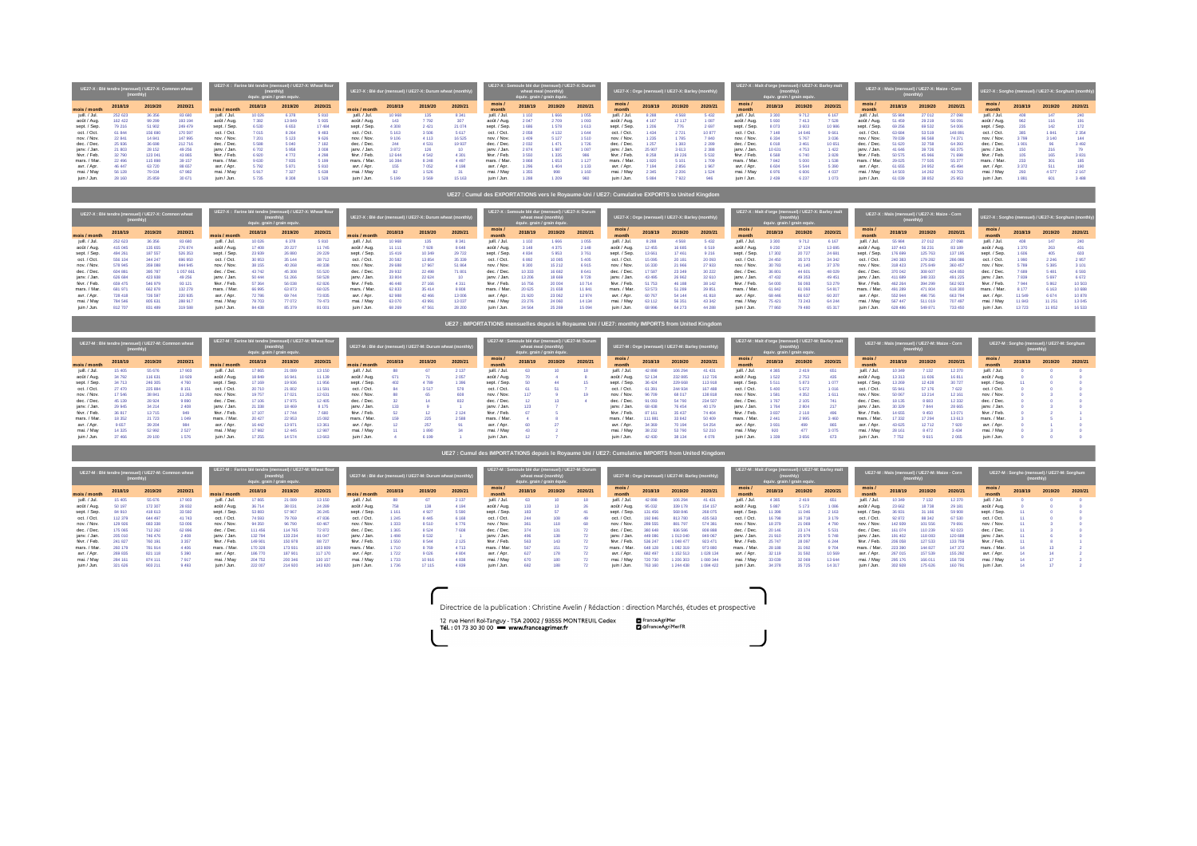| UE27-X : Blé tendre (mensuel) / UE27-X: Common wheat (monthly) | | | |
|---|---|---|---|
| mois / month | 2018/19 | 2019/20 | 2020/21 |
| juil. / Jul. | 252 623 | 36 356 | 83 680 |
| août / Aug. | 162 422 | 99 299 | 193 194 |
| sept. / Sep. | 79 216 | 51 902 | 249 479 |
| oct. / Oct. | 61 844 | 150 880 | 170 597 |
| nov. / Nov. | 22 841 | 14 941 | 147 995 |
| déc. / Dec. | 25 926 | 36 698 | 212 716 |
| janv. / Jan. | 21 803 | 28 152 | 49 256 |
| févr. / Feb. | 32 790 | 123 041 | 43 865 |
| mars / Mar. | 22 496 | 115 888 | 39 157 |
| avr. / Apr. | 46 447 | 63 720 | 88 657 |
| mai / May | 56 128 | 79 034 | 67 982 |
| juin / Jun. | 28 160 | 25 858 | 20 671 |

| UE27-X : Farine blé tendre (mensuel) / UE27-X: Wheat flour (monthly) équiv. grain / grain equiv. | | | |
|---|---|---|---|
| mois / month | 2018/19 | 2019/20 | 2020/21 |
| juil. / Jul. | 10 026 | 8 378 | 5 810 |
| août / Aug. | 7 382 | 13 949 | 5 935 |
| sept. / Sep. | 6 520 | 6 653 | 17 484 |
| oct. / Oct. | 7 015 | 8 264 | 9 483 |
| nov. / Nov. | 7 201 | 5 123 | 9 626 |
| déc. / Dec. | 5 598 | 5 040 | 7 182 |
| janv. / Jan. | 6 702 | 5 958 | 3 008 |
| févr. / Feb. | 6 920 | 4 772 | 4 298 |
| mars / Mar. | 9 630 | 7 035 | 5 199 |
| avr. / Apr. | 5 792 | 5 071 | 5 916 |
| mai / May | 5 917 | 7 327 | 5 638 |
| juin / Jun. | 5 735 | 8 308 | 1 528 |

| UE27-X : Blé dur (mensuel) / UE27-X: Durum wheat (monthly) | | | |
|---|---|---|---|
| mois / month | 2018/19 | 2019/20 | 2020/21 |
| juil. / Jul. | 10 969 | 135 | 8 341 |
| août / Aug. | 143 | 7 792 | 307 |
| sept. / Sep. | 4 306 | 2 421 | 21 074 |
| oct. / Oct. | 2 563 | 3 506 | 5 617 |
| nov. / Nov. | 9 106 | 4 113 | 16 525 |
| déc. / Dec. | 244 | 4 531 | 19 937 |
| janv. / Jan. | 3 872 | 126 | 10 |
| févr. / Feb. | 12 644 | 4 543 | 4 301 |
| mars / Mar. | 16 284 | 8 265 | 4 497 |
| avr. / Apr. | 155 | 7 052 | 4 168 |
| mai / May | 82 | 1 526 | 31 |
| juin / Jun. | 5 199 | 2 569 | 15 163 |

| UE27-X : Semoule blé dur (mensuel) / UE27-X: Durum wheat meal (monthly) équiv. grain / grain equiv. | | | |
|---|---|---|---|
| mois / month | 2018/19 | 2019/20 | 2020/21 |
| juil. / Jul. | 1 102 | 1 666 | 1 055 |
| août / Aug. | 2 047 | 2 709 | 1 093 |
| sept. / Sep. | 1 686 | 1 578 | 1 613 |
| oct. / Oct. | 2 058 | 4 132 | 1 644 |
| nov. / Nov. | 1 409 | 5 127 | 1 510 |
| déc. / Dec. | 2 032 | 1 471 | 1 726 |
| janv. / Jan. | 2 674 | 1 667 | 1 007 |
| févr. / Feb. | 3 592 | 1 335 | 986 |
| mars / Mar. | 3 868 | 1 653 | 1 127 |
| avr. / Apr. | 1 296 | 1 404 | 1 133 |
| mai / May | 1 355 | 998 | 1 160 |
| juin / Jun. | 1 288 | 1 209 | 960 |

| UE27-X : Orge (mensuel) / UE27-X: Barley (monthly) | | | |
|---|---|---|---|
| mois / month | 2018/19 | 2019/20 | 2020/21 |
| juil. / Jul. | 8 288 | 4 568 | 5 432 |
| août / Aug. | 4 167 | 12 117 | 1 087 |
| sept. / Sep. | 1 206 | 776 | 2 697 |
| oct. / Oct. | 1 434 | 2 721 | 10 877 |
| nov. / Nov. | 1 235 | 1 785 | 7 840 |
| déc. / Dec. | 1 257 | 1 383 | 2 289 |
| janv. / Jan. | 25 907 | 3 613 | 2 388 |
| févr. / Feb. | 8 258 | 19 226 | 5 532 |
| mars / Mar. | 1 620 | 5 101 | 1 709 |
| avr. / Apr. | 7 184 | 2 856 | 1 967 |
| mai / May | 2 345 | 2 206 | 1 524 |
| juin / Jun. | 5 984 | 7 922 | 946 |

| UE27-X : Malt d'orge (mensuel) / UE27-X: Barley malt (monthly) équiv. grain / grain equiv. | | | |
|---|---|---|---|
| mois / month | 2018/19 | 2019/20 | 2020/21 |
| juil. / Jul. | 3 300 | 9 712 | 8 167 |
| août / Aug. | 5 930 | 7 413 | 7 528 |
| sept. / Sep. | 8 073 | 3 903 | 10 986 |
| oct. / Oct. | 7 148 | 14 646 | 9 661 |
| nov. / Nov. | 6 334 | 5 767 | 3 036 |
| déc. / Dec. | 6 018 | 3 461 | 10 651 |
| janv. / Jan. | 10 631 | 4 753 | 1 422 |
| févr. / Feb. | 8 668 | 6 740 | 3 828 |
| mars / Mar. | 7 842 | 5 000 | 1 538 |
| avr. / Apr. | 6 604 | 5 544 | 5 390 |
| mai / May | 6 976 | 6 606 | 4 037 |
| juin / Jun. | 2 439 | 6 237 | 1 073 |

| UE27-X : Maïs (mensuel) / UE27-X: Maize - Corn (monthly) | | | |
|---|---|---|---|
| mois / month | 2018/19 | 2019/20 | 2020/21 |
| juil. / Jul. | 55 984 | 27 012 | 27 098 |
| août / Aug. | 51 459 | 29 219 | 56 091 |
| sept. / Sep. | 69 256 | 89 532 | 54 006 |
| oct. / Oct. | 63 684 | 53 518 | 149 995 |
| nov. / Nov. | 78 038 | 96 568 | 74 371 |
| déc. / Dec. | 51 620 | 32 758 | 64 393 |
| janv. / Jan. | 41 646 | 28 726 | 66 375 |
| févr. / Feb. | 50 575 | 45 866 | 71 898 |
| mars / Mar. | 29 025 | 77 505 | 55 377 |
| avr. / Apr. | 63 655 | 24 952 | 45 494 |
| mai / May | 14 503 | 14 202 | 43 703 |
| juin / Jun. | 61 038 | 38 652 | 25 953 |

| UE27-X : Sorgho (mensuel) / UE27-X: Sorghum (monthly) | | | |
|---|---|---|---|
| mois / month | 2018/19 | 2019/20 | 2020/21 |
| juil. / Jul. | 408 | 147 | 240 |
| août / Aug. | 962 | 116 | 191 |
| sept. / Sep. | 236 | 142 | 172 |
| oct. / Oct. | 360 | 1 841 | 2 354 |
| nov. / Nov. | 3 799 | 3 140 | 144 |
| déc. / Dec. | 1 901 | 96 | 3 492 |
| janv. / Jan. | 150 | 210 | 79 |
| févr. / Feb. | 105 | 165 | 3 831 |
| mars / Mar. | 233 | 301 | 185 |
| avr. / Apr. | 2 373 | 511 | 190 |
| mai / May | 260 | 4 577 | 2 167 |
| juin / Jun. | 1 881 | 801 | 3 468 |

## UE27 : Cumul des EXPORTATIONS vers le Royaume-Uni / UE27: Cumulative EXPORTS to United Kingdom

| UE27-X : Blé tendre (mensuel) / UE27-X: Common wheat (monthly) | | | |
|---|---|---|---|
| mois / month | 2018/19 | 2019/20 | 2020/21 |
| juil. / Jul. | 252 623 | 36 356 | 83 680 |
| août / Aug. | 415 045 | 135 655 | 276 874 |
| sept. / Sep. | 494 261 | 187 557 | 526 353 |
| oct. / Oct. | 556 104 | 344 247 | 696 950 |
| nov. / Nov. | 578 945 | 359 088 | 844 945 |
| déc. / Dec. | 604 881 | 395 787 | 1 057 661 |
| janv. / Jan. | 626 684 | 423 939 | 49 256 |
| févr. / Feb. | 659 475 | 546 979 | 93 121 |
| mars / Mar. | 681 971 | 662 878 | 132 278 |
| avr. / Apr. | 728 418 | 726 597 | 220 935 |
| mai / May | 784 546 | 805 631 | 288 917 |
| juin / Jun. | 812 707 | 831 489 | 309 588 |

| UE27-X : Farine blé tendre (mensuel) / UE27-X: Wheat flour (monthly) équiv. grain / grain equiv. | | | |
|---|---|---|---|
| mois / month | 2018/19 | 2019/20 | 2020/21 |
| juil. / Jul. | 10 026 | 8 378 | 5 810 |
| août / Aug. | 17 408 | 20 327 | 11 745 |
| sept. / Sep. | 23 928 | 26 980 | 29 229 |
| oct. / Oct. | 30 953 | 35 144 | 38 712 |
| nov. / Nov. | 38 155 | 40 268 | 48 338 |
| déc. / Dec. | 43 742 | 45 308 | 55 520 |
| janv. / Jan. | 50 444 | 51 266 | 58 528 |
| févr. / Feb. | 57 364 | 56 038 | 62 826 |
| mars / Mar. | 66 995 | 63 073 | 68 025 |
| avr. / Apr. | 72 786 | 69 744 | 73 635 |
| mai / May | 78 703 | 77 072 | 79 473 |
| juin / Jun. | 84 438 | 85 379 | 81 001 |

| UE27-X : Blé dur (mensuel) / UE27-X: Durum wheat (monthly) | | | |
|---|---|---|---|
| mois / month | 2018/19 | 2019/20 | 2020/21 |
| juil. / Jul. | 10 969 | 135 | 8 341 |
| août / Aug. | 11 111 | 7 928 | 8 648 |
| sept. / Sep. | 15 419 | 10 349 | 29 722 |
| oct. / Oct. | 20 582 | 13 854 | 35 339 |
| nov. / Nov. | 29 688 | 17 967 | 51 864 |
| déc. / Dec. | 29 932 | 22 498 | 71 801 |
| janv. / Jan. | 33 804 | 22 624 | 10 |
| févr. / Feb. | 46 448 | 27 166 | 4 311 |
| mars / Mar. | 62 633 | 35 414 | 8 808 |
| avr. / Apr. | 62 988 | 42 466 | 12 976 |
| mai / May | 63 070 | 43 991 | 13 007 |
| juin / Jun. | 68 269 | 47 561 | 28 170 |

| UE27-X : Semoule blé dur (mensuel) / UE27-X: Durum wheat meal (monthly) équiv. grain / grain equiv. | | | |
|---|---|---|---|
| mois / month | 2018/19 | 2019/20 | 2020/21 |
| juil. / Jul. | 1 102 | 1 666 | 1 055 |
| août / Aug. | 3 148 | 4 375 | 2 148 |
| sept. / Sep. | 4 834 | 5 953 | 3 761 |
| oct. / Oct. | 6 892 | 10 085 | 5 405 |
| nov. / Nov. | 8 300 | 15 212 | 6 915 |
| déc. / Dec. | 10 332 | 16 682 | 8 641 |
| janv. / Jan. | 13 006 | 18 609 | 9 728 |
| févr. / Feb. | 16 756 | 20 004 | 10 714 |
| mars / Mar. | 20 625 | 21 658 | 11 841 |
| avr. / Apr. | 21 925 | 23 062 | 12 974 |
| mai / May | 23 278 | 24 060 | 14 134 |
| juin / Jun. | 24 564 | 25 269 | 15 094 |

| UE27-X : Orge (mensuel) / UE27-X: Barley (monthly) | | | |
|---|---|---|---|
| mois / month | 2018/19 | 2019/20 | 2020/21 |
| juil. / Jul. | 8 288 | 4 568 | 5 432 |
| août / Aug. | 12 455 | 16 685 | 6 519 |
| sept. / Sep. | 13 661 | 17 461 | 9 216 |
| oct. / Oct. | 15 095 | 20 181 | 20 093 |
| nov. / Nov. | 16 330 | 21 966 | 27 933 |
| déc. / Dec. | 17 587 | 23 349 | 30 222 |
| janv. / Jan. | 43 495 | 26 962 | 32 610 |
| févr. / Feb. | 51 753 | 46 188 | 38 142 |
| mars / Mar. | 53 373 | 51 289 | 39 851 |
| avr. / Apr. | 60 557 | 54 144 | 41 818 |
| mai / May | 62 902 | 56 351 | 43 342 |
| juin / Jun. | 68 886 | 64 273 | 44 288 |

| UE27-X : Malt d'orge (mensuel) / UE27-X: Barley malt (monthly) équiv. grain / grain equiv. | | | |
|---|---|---|---|
| mois / month | 2018/19 | 2019/20 | 2020/21 |
| juil. / Jul. | 3 300 | 9 712 | 8 167 |
| août / Aug. | 9 230 | 17 124 | 15 695 |
| sept. / Sep. | 17 302 | 20 727 | 26 681 |
| oct. / Oct. | 24 450 | 35 373 | 36 342 |
| nov. / Nov. | 30 783 | 41 140 | 37 378 |
| déc. / Dec. | 36 801 | 44 601 | 48 029 |
| janv. / Jan. | 47 432 | 49 354 | 49 451 |
| févr. / Feb. | 56 100 | 56 093 | 53 279 |
| mars / Mar. | 61 942 | 61 093 | 54 817 |
| avr. / Apr. | 68 446 | 66 637 | 60 207 |
| mai / May | 75 421 | 73 243 | 64 244 |
| juin / Jun. | 77 860 | 79 480 | 65 317 |

| UE27-X : Maïs (mensuel) / UE27-X: Maize - Corn (monthly) | | | |
|---|---|---|---|
| mois / month | 2018/19 | 2019/20 | 2020/21 |
| juil. / Jul. | 55 984 | 27 012 | 27 098 |
| août / Aug. | 107 443 | 56 231 | 83 188 |
| sept. / Sep. | 176 699 | 125 763 | 137 195 |
| oct. / Oct. | 240 383 | 179 282 | 286 086 |
| nov. / Nov. | 318 423 | 275 849 | 360 457 |
| déc. / Dec. | 370 043 | 308 607 | 424 850 |
| janv. / Jan. | 411 689 | 348 333 | 491 225 |
| févr. / Feb. | 462 264 | 394 299 | 562 623 |
| mars / Mar. | 491 289 | 471 804 | 618 300 |
| avr. / Apr. | 552 944 | 496 756 | 663 794 |
| mai / May | 567 447 | 511 019 | 707 497 |
| juin / Jun. | 628 486 | 549 671 | 733 450 |

| UE27-X : Sorgho (mensuel) / UE27-X: Sorghum (monthly) | | | |
|---|---|---|---|
| mois / month | 2018/19 | 2019/20 | 2020/21 |
| juil. / Jul. | 408 | 147 | 240 |
| août / Aug. | 1 370 | 263 | 431 |
| sept. / Sep. | 1 606 | 405 | 603 |
| oct. / Oct. | 1 966 | 2 246 | 2 957 |
| nov. / Nov. | 5 765 | 5 385 | 3 101 |
| déc. / Dec. | 7 666 | 5 481 | 6 593 |
| janv. / Jan. | 7 816 | 5 691 | 6 672 |
| févr. / Feb. | 7 921 | 5 856 | 10 503 |
| mars / Mar. | 8 154 | 6 157 | 10 688 |
| avr. / Apr. | 10 527 | 6 668 | 10 878 |
| mai / May | 10 787 | 11 245 | 13 045 |
| juin / Jun. | 12 668 | 12 046 | 16 513 |

## UE27 : IMPORTATIONS mensuelles depuis le Royaume Uni / UE27: monthly IMPORTS from United Kingdom

| UE27-M : Blé tendre (mensuel) / UE27-M: Common wheat (monthly) | | | |
|---|---|---|---|
| mois / month | 2018/19 | 2019/20 | 2020/21 |
| juil. / Jul. | 15 405 | 55 676 | 17 903 |
| août / Aug. | 34 792 | 116 631 | 10 929 |
| sept. / Sep. | 34 713 | 246 305 | 4 760 |
| oct. / Oct. | 27 470 | 225 684 | 8 151 |
| nov. / Nov. | 17 546 | 38 841 | 11 263 |
| déc. / Dec. | 45 138 | 28 924 | 8 690 |
| janv. / Jan. | 29 945 | 34 214 | 2 408 |
| févr. / Feb. | 36 817 | 13 715 | 949 |
| mars / Mar. | 18 352 | 21 723 | 1 049 |
| avr. / Apr. | 9 657 | 39 204 | 984 |
| mai / May | 14 325 | 52 992 | 2 527 |
| juin / Jun. | 37 466 | 29 100 | 1 576 |

| UE27-M : Farine blé tendre (mensuel) / UE27-M: Wheat flour (monthly) équiv. grain / grain equiv. | | | |
|---|---|---|---|
| mois / month | 2018/19 | 2019/20 | 2020/21 |
| juil. / Jul. | 17 865 | 21 089 | 13 150 |
| août / Aug. | 18 849 | 16 941 | 11 139 |
| sept. / Sep. | 17 169 | 19 936 | 11 956 |
| oct. / Oct. | 20 710 | 21 802 | 11 591 |
| nov. / Nov. | 19 757 | 17 021 | 12 631 |
| déc. / Dec. | 17 106 | 17 975 | 12 405 |
| janv. / Jan. | 21 338 | 18 469 | 8 175 |
| févr. / Feb. | 17 107 | 17 744 | 7 686 |
| mars / Mar. | 20 427 | 22 953 | 15 082 |
| avr. / Apr. | 16 442 | 13 971 | 13 361 |
| mai / May | 17 982 | 12 445 | 12 887 |
| juin / Jun. | 17 255 | 14 574 | 13 663 |

| UE27-M : Blé dur (mensuel) / UE27-M: Durum wheat (monthly) | | | |
|---|---|---|---|
| mois / month | 2018/19 | 2019/20 | 2020/21 |
| juil. / Jul. | 88 | 67 | 2 137 |
| août / Aug. | 671 | 71 | 2 057 |
| sept. / Sep. | 402 | 4 789 | 1 396 |
| oct. / Oct. | 84 | 3 517 | 578 |
| nov. / Nov. | 88 | 65 | 609 |
| déc. / Dec. | 32 | 14 | 832 |
| janv. / Jan. | 133 | 9 | 1 |
| févr. / Feb. | 52 | 12 | 2 124 |
| mars / Mar. | 158 | 225 | 2 588 |
| avr. / Apr. | 12 | 257 | 91 |
| mai / May | 11 | 1 890 | 34 |
| juin / Jun. | 6 | 6 199 | 1 |

| UE27-M : Semoule blé dur (mensuel) / UE27-M: Durum wheat meal (monthly) équiv. grain / grain equiv. | | | |
|---|---|---|---|
| mois / month | 2018/19 | 2019/20 | 2020/21 |
| juil. / Jul. | 63 | 10 | 18 |
| août / Aug. | 70 | 4 | 8 |
| sept. / Sep. | 50 | 44 | 15 |
| oct. / Oct. | 61 | 51 | 7 |
| nov. / Nov. | 137 | 9 | 19 |
| déc. / Dec. | 12 | 13 | 4 |
| janv. / Jan. | 123 | 7 | |
| févr. / Feb. | 67 | 5 | |
| mars / Mar. | 4 | 8 | |
| avr. / Apr. | 60 | 27 | |
| mai / May | 43 | 2 | |
| juin / Jun. | 12 | 7 | |

| UE27-M : Orge (mensuel) / UE27-M: Barley (monthly) | | | |
|---|---|---|---|
| mois / month | 2018/19 | 2019/20 | 2020/21 |
| juil. / Jul. | 42 898 | 106 294 | 41 431 |
| août / Aug. | 52 134 | 232 885 | 112 726 |
| sept. / Sep. | 36 924 | 229 668 | 113 918 |
| oct. / Oct. | 61 391 | 244 934 | 167 468 |
| nov. / Nov. | 96 709 | 68 017 | 128 018 |
| déc. / Dec. | 91 050 | 54 766 | 234 507 |
| janv. / Jan. | 68 438 | 76 454 | 40 170 |
| févr. / Feb. | 87 553 | 35 437 | 74 404 |
| mars / Mar. | 111 581 | 33 842 | 50 409 |
| avr. / Apr. | 34 369 | 70 194 | 54 354 |
| mai / May | 38 232 | 53 790 | 52 310 |
| juin / Jun. | 42 430 | 38 134 | 4 078 |

| UE27-M : Malt d'orge (mensuel) / UE27-M: Barley malt (monthly) équiv. grain / grain equiv. | | | |
|---|---|---|---|
| mois / month | 2018/19 | 2019/20 | 2020/21 |
| juil. / Jul. | 4 365 | 2 419 | 651 |
| août / Aug. | 1 522 | 2 753 | 435 |
| sept. / Sep. | 5 511 | 5 873 | 1 077 |
| oct. / Oct. | 5 400 | 5 672 | 1 018 |
| nov. / Nov. | 1 581 | 4 352 | 1 611 |
| déc. / Dec. | 1 767 | 2 105 | 741 |
| janv. / Jan. | 1 784 | 2 804 | 217 |
| févr. / Feb. | 3 837 | 2 118 | 496 |
| mars / Mar. | 2 441 | 2 995 | 2 460 |
| avr. / Apr. | 2 931 | 498 | 965 |
| mai / May | 903 | 477 | 3 075 |
| juin / Jun. | 1 339 | 3 695 | 673 |

| UE27-M : Maïs (mensuel) / UE27-M: Maize - Corn (monthly) | | | |
|---|---|---|---|
| mois / month | 2018/19 | 2019/20 | 2020/21 |
| juil. / Jul. | 10 349 | 7 132 | 12 370 |
| août / Aug. | 13 313 | 11 606 | 16 811 |
| sept. / Sep. | 12 269 | 12 428 | 30 727 |
| oct. / Oct. | 55 941 | 57 176 | 7 622 |
| nov. / Nov. | 50 067 | 13 214 | 12 161 |
| déc. / Dec. | 18 135 | 8 683 | 12 332 |
| janv. / Jan. | 30 329 | 7 944 | 28 665 |
| févr. / Feb. | 14 655 | 9 450 | 13 071 |
| mars / Mar. | 17 332 | 17 294 | 13 613 |
| avr. / Apr. | 43 625 | 12 712 | 7 920 |
| mai / May | 35 101 | 8 472 | 3 434 |
| juin / Jun. | 7 752 | 9 615 | 2 055 |

| UE27-M : Sorgho (mensuel) / UE27-M: Sorghum (monthly) | | | |
|---|---|---|---|
| mois / month | 2018/19 | 2019/20 | 2020/21 |
| juil. / Jul. | 0 | 0 | 0 |
| août / Aug. | 0 | 0 | 0 |
| sept. / Sep. | 11 | 0 | 0 |
| oct. / Oct. | 0 | 0 | 0 |
| nov. / Nov. | 0 | 3 | 0 |
| déc. / Dec. | 0 | 0 | 0 |
| janv. / Jan. | 0 | 3 | 0 |
| févr. / Feb. | 0 | 2 | 1 |
| mars / Mar. | 3 | 5 | 1 |
| avr. / Apr. | 0 | 1 | 0 |
| mai / May | 0 | 3 | 0 |
| juin / Jun. | 0 | 0 | 0 |

## UE27 : Cumul des IMPORTATIONS depuis le Royaume Uni / UE27: Cumulative IMPORTS from United Kingdom

| UE27-M : Blé tendre (mensuel) / UE27-M: Common wheat (monthly) | | | |
|---|---|---|---|
| mois / month | 2018/19 | 2019/20 | 2020/21 |
| juil. / Jul. | 15 405 | 55 676 | 17 903 |
| août / Aug. | 50 197 | 172 307 | 28 832 |
| sept. / Sep. | 84 910 | 418 613 | 33 592 |
| oct. / Oct. | 112 379 | 644 497 | 41 743 |
| nov. / Nov. | 129 926 | 683 338 | 53 006 |
| déc. / Dec. | 175 065 | 712 262 | 61 696 |
| janv. / Jan. | 205 010 | 746 476 | 2 408 |
| févr. / Feb. | 241 827 | 760 191 | 3 357 |
| mars / Mar. | 260 179 | 781 914 | 4 406 |
| avr. / Apr. | 269 835 | 821 118 | 5 390 |
| mai / May | 284 161 | 874 111 | 7 917 |
| juin / Jun. | 321 626 | 903 211 | 9 493 |

| UE27-M : Farine blé tendre (mensuel) / UE27-M: Wheat flour (monthly) équiv. grain / grain equiv. | | | |
|---|---|---|---|
| mois / month | 2018/19 | 2019/20 | 2020/21 |
| juil. / Jul. | 17 865 | 21 089 | 13 150 |
| août / Aug. | 36 714 | 38 031 | 24 289 |
| sept. / Sep. | 53 883 | 57 967 | 36 245 |
| oct. / Oct. | 74 593 | 79 769 | 47 836 |
| nov. / Nov. | 94 350 | 96 790 | 60 467 |
| déc. / Dec. | 111 456 | 114 765 | 72 872 |
| janv. / Jan. | 132 794 | 133 234 | 81 047 |
| févr. / Feb. | 149 901 | 150 978 | 88 733 |
| mars / Mar. | 170 328 | 173 931 | 103 815 |
| avr. / Apr. | 186 770 | 187 901 | 117 176 |
| mai / May | 204 752 | 200 346 | 130 063 |
| juin / Jun. | 222 007 | 214 920 | 143 726 |

| UE27-M : Blé dur (mensuel) / UE27-M: Durum wheat (monthly) | | | |
|---|---|---|---|
| mois / month | 2018/19 | 2019/20 | 2020/21 |
| juil. / Jul. | 88 | 67 | 2 137 |
| août / Aug. | 758 | 138 | 4 194 |
| sept. / Sep. | 1 161 | 4 927 | 5 590 |
| oct. / Oct. | 1 245 | 8 445 | 6 168 |
| nov. / Nov. | 1 333 | 8 510 | 6 776 |
| déc. / Dec. | 1 365 | 8 524 | 7 608 |
| janv. / Jan. | 1 498 | 8 533 | 1 |
| févr. / Feb. | 1 550 | 8 544 | 2 125 |
| mars / Mar. | 1 710 | 8 769 | 4 713 |
| avr. / Apr. | 1 722 | 9 026 | 4 804 |
| mai / May | 1 733 | 10 916 | 4 838 |
| juin / Jun. | 1 739 | 17 115 | 4 838 |

| UE27-M : Semoule blé dur (mensuel) / UE27-M: Durum wheat meal (monthly) équiv. grain / grain equiv. | | | |
|---|---|---|---|
| mois / month | 2018/19 | 2019/20 | 2020/21 |
| juil. / Jul. | 63 | 10 | 18 |
| août / Aug. | 133 | 13 | 26 |
| sept. / Sep. | 183 | 57 | 41 |
| oct. / Oct. | 244 | 108 | 49 |
| nov. / Nov. | 381 | 116 | 68 |
| déc. / Dec. | 393 | 130 | 72 |
| janv. / Jan. | 516 | 137 | 72 |
| févr. / Feb. | 583 | 142 | 72 |
| mars / Mar. | 587 | 151 | 72 |
| avr. / Apr. | 647 | 178 | 72 |
| mai / May | 690 | 180 | 72 |
| juin / Jun. | 702 | 186 | 72 |

| UE27-M : Orge (mensuel) / UE27-M: Barley (monthly) | | | |
|---|---|---|---|
| mois / month | 2018/19 | 2019/20 | 2020/21 |
| juil. / Jul. | 42 898 | 106 294 | 41 431 |
| août / Aug. | 95 032 | 339 179 | 154 157 |
| sept. / Sep. | 131 956 | 568 846 | 268 075 |
| oct. / Oct. | 193 346 | 813 780 | 435 543 |
| nov. / Nov. | 290 055 | 881 797 | 563 561 |
| déc. / Dec. | 381 105 | 936 563 | 798 068 |
| janv. / Jan. | 449 543 | 1 013 017 | 849 067 |
| févr. / Feb. | 538 247 | 1 048 477 | 923 471 |
| mars / Mar. | 648 128 | 1 082 319 | 973 880 |
| avr. / Apr. | 682 497 | 1 152 513 | 1 028 234 |
| mai / May | 720 730 | 1 206 303 | 1 080 544 |
| juin / Jun. | 763 160 | 1 244 438 | 1 084 622 |

| UE27-M : Malt d'orge (mensuel) / UE27-M: Barley malt (monthly) équiv. grain / grain equiv. | | | |
|---|---|---|---|
| mois / month | 2018/19 | 2019/20 | 2020/21 |
| juil. / Jul. | 4 365 | 2 419 | 651 |
| août / Aug. | 5 887 | 5 173 | 1 086 |
| sept. / Sep. | 11 398 | 11 046 | 2 163 |
| oct. / Oct. | 16 798 | 16 718 | 3 179 |
| nov. / Nov. | 18 379 | 21 069 | 4 790 |
| déc. / Dec. | 20 146 | 23 174 | 5 531 |
| janv. / Jan. | 21 930 | 25 979 | 5 748 |
| févr. / Feb. | 25 767 | 28 097 | 6 244 |
| mars / Mar. | 28 208 | 31 092 | 8 704 |
| avr. / Apr. | 31 139 | 31 590 | 9 669 |
| mai / May | 32 042 | 32 068 | 12 744 |
| juin / Jun. | 34 378 | 35 725 | 14 317 |

| UE27-M : Maïs (mensuel) / UE27-M: Maize - Corn (monthly) | | | |
|---|---|---|---|
| mois / month | 2018/19 | 2019/20 | 2020/21 |
| juil. / Jul. | 10 349 | 7 132 | 12 370 |
| août / Aug. | 23 662 | 18 738 | 29 181 |
| sept. / Sep. | 35 931 | 31 166 | 59 908 |
| oct. / Oct. | 91 872 | 88 342 | 67 530 |
| nov. / Nov. | 141 939 | 101 556 | 79 691 |
| déc. / Dec. | 160 074 | 110 239 | 92 023 |
| janv. / Jan. | 190 403 | 118 183 | 120 688 |
| févr. / Feb. | 205 058 | 127 633 | 133 759 |
| mars / Mar. | 222 390 | 144 927 | 147 372 |
| avr. / Apr. | 266 015 | 157 639 | 155 292 |
| mai / May | 301 116 | 166 111 | 158 726 |
| juin / Jun. | 308 868 | 175 726 | 160 781 |

| UE27-M : Sorgho (mensuel) / UE27-M: Sorghum (monthly) | | | |
|---|---|---|---|
| mois / month | 2018/19 | 2019/20 | 2020/21 |
| juil. / Jul. | 0 | 0 | 0 |
| août / Aug. | 0 | 0 | 0 |
| sept. / Sep. | 11 | 0 | 0 |
| oct. / Oct. | 11 | 0 | 0 |
| nov. / Nov. | 11 | 3 | 0 |
| déc. / Dec. | 11 | 3 | 0 |
| janv. / Jan. | 11 | 6 | 0 |
| févr. / Feb. | 11 | 8 | 1 |
| mars / Mar. | 14 | 13 | 2 |
| avr. / Apr. | 14 | 14 | 2 |
| mai / May | 14 | 17 | 2 |
| juin / Jun. | 14 | 17 | 2 |

Directrice de la publication : Christine Avelin / Rédaction : direction Marchés, études et prospective

12 rue Henri Rol-Tanguy - TSA 20002 / 93555 MONTREUIL Cedex
Tél. : 01 73 30 30 00 — www.franceagrimer.fr

FranceAgriMer
@FranceAgriMerFR